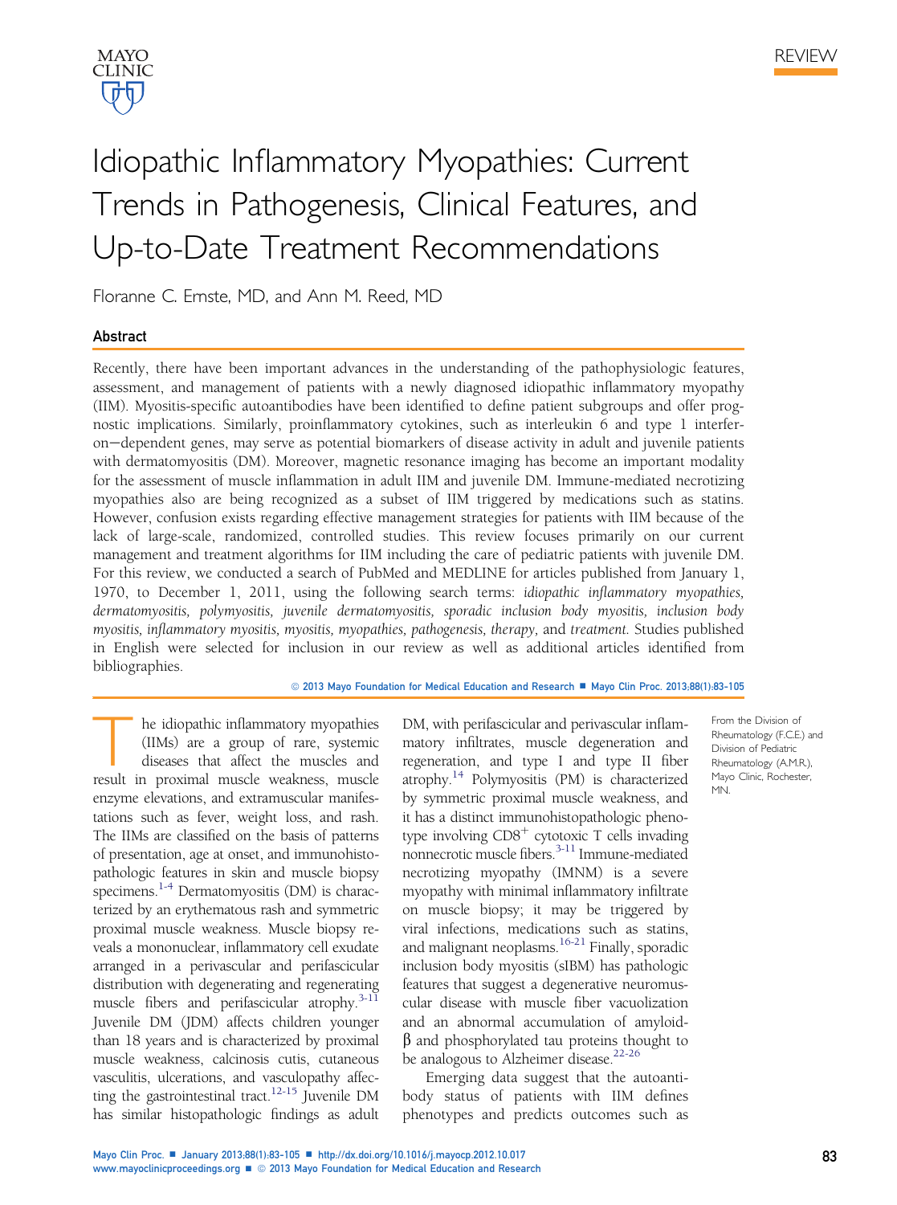REVIEW

# Idiopathic Inflammatory Myopathies: Current Trends in Pathogenesis, Clinical Features, and Up-to-Date Treatment Recommendations

Floranne C. Ernste, MD, and Ann M. Reed, MD

## Abstract

Recently, there have been important advances in the understanding of the pathophysiologic features, assessment, and management of patients with a newly diagnosed idiopathic inflammatory myopathy (IIM). Myositis-specific autoantibodies have been identified to define patient subgroups and offer prognostic implications. Similarly, proinflammatory cytokines, such as interleukin 6 and type 1 interferon−dependent genes, may serve as potential biomarkers of disease activity in adult and juvenile patients with dermatomyositis (DM). Moreover, magnetic resonance imaging has become an important modality for the assessment of muscle inflammation in adult IIM and juvenile DM. Immune-mediated necrotizing myopathies also are being recognized as a subset of IIM triggered by medications such as statins. However, confusion exists regarding effective management strategies for patients with IIM because of the lack of large-scale, randomized, controlled studies. This review focuses primarily on our current management and treatment algorithms for IIM including the care of pediatric patients with juvenile DM. For this review, we conducted a search of PubMed and MEDLINE for articles published from January 1, 1970, to December 1, 2011, using the following search terms: *idiopathic inflammatory myopathies, dermatomyositis, polymyositis, juvenile dermatomyositis, sporadic inclusion body myositis, inclusion body myositis, inflammatory myositis, myositis, myopathies, pathogenesis, therapy,* and *treatment.* Studies published in English were selected for inclusion in our review as well as additional articles identified from bibliographies.

© 2013 Mayo Foundation for Medical Education and Research ■ Mayo Clin Proc. 2013;88(1):83-105

From the Division of Rheumatology (F.C.E.) and Division of Pediatric Rheumatology (A.M.R.), Mayo Clinic, Rochester, MN.

The idiopathic inflammatory myopathies (IIMs) are a group of rare, systemic diseases that affect the muscles and result in proximal muscle weakness, muscle enzyme elevations, and extramuscular manifestations such as fever, weight loss, and rash. The IIMs are classified on the basis of patterns of presentation, age at onset, and immunohistopathologic features in skin and muscle biopsy specimens.[1-4] Dermatomyositis (DM) is characterized by an erythematous rash and symmetric proximal muscle weakness. Muscle biopsy reveals a mononuclear, inflammatory cell exudate arranged in a perivascular and perifascicular distribution with degenerating and regenerating muscle fibers and perifascicular atrophy.[3-11] Juvenile DM (JDM) affects children younger than 18 years and is characterized by proximal muscle weakness, calcinosis cutis, cutaneous vasculitis, ulcerations, and vasculopathy affecting the gastrointestinal tract.[12-15] Juvenile DM has similar histopathologic findings as adult DM, with perifascicular and perivascular inflammatory infiltrates, muscle degeneration and regeneration, and type I and type II fiber atrophy.[14] Polymyositis (PM) is characterized by symmetric proximal muscle weakness, and it has a distinct immunohistopathologic phenotype involving $CD8^+$ cytotoxic T cells invading nonnecrotic muscle fibers.[3-11] Immune-mediated necrotizing myopathy (IMNM) is a severe myopathy with minimal inflammatory infiltrate on muscle biopsy; it may be triggered by viral infections, medications such as statins, and malignant neoplasms.[16-21] Finally, sporadic inclusion body myositis (sIBM) has pathologic features that suggest a degenerative neuromuscular disease with muscle fiber vacuolization and an abnormal accumulation of amyloid-β and phosphorylated tau proteins thought to be analogous to Alzheimer disease.[22-26]

Emerging data suggest that the autoantibody status of patients with IIM defines phenotypes and predicts outcomes such as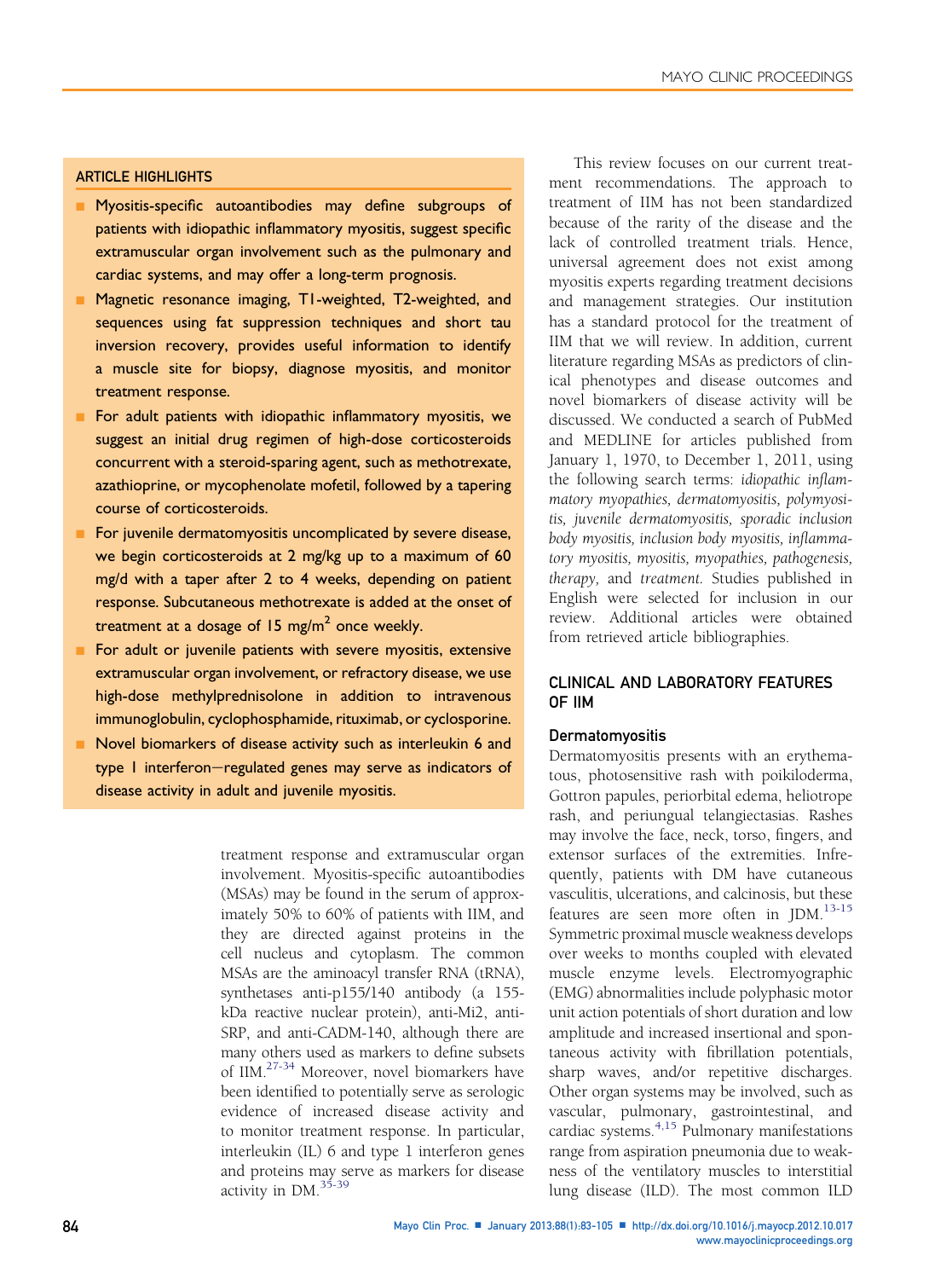## ARTICLE HIGHLIGHTS

- Myositis-specific autoantibodies may define subgroups of patients with idiopathic inflammatory myositis, suggest specific extramuscular organ involvement such as the pulmonary and cardiac systems, and may offer a long-term prognosis.
- Magnetic resonance imaging, T1-weighted, T2-weighted, and sequences using fat suppression techniques and short tau inversion recovery, provides useful information to identify a muscle site for biopsy, diagnose myositis, and monitor treatment response.
- For adult patients with idiopathic inflammatory myositis, we suggest an initial drug regimen of high-dose corticosteroids concurrent with a steroid-sparing agent, such as methotrexate, azathioprine, or mycophenolate mofetil, followed by a tapering course of corticosteroids.
- For juvenile dermatomyositis uncomplicated by severe disease, we begin corticosteroids at 2 mg/kg up to a maximum of 60 mg/d with a taper after 2 to 4 weeks, depending on patient response. Subcutaneous methotrexate is added at the onset of treatment at a dosage of 15 mg/m$^2$ once weekly.
- For adult or juvenile patients with severe myositis, extensive extramuscular organ involvement, or refractory disease, we use high-dose methylprednisolone in addition to intravenous immunoglobulin, cyclophosphamide, rituximab, or cyclosporine.
- Novel biomarkers of disease activity such as interleukin 6 and type I interferon−regulated genes may serve as indicators of disease activity in adult and juvenile myositis.

treatment response and extramuscular organ involvement. Myositis-specific autoantibodies (MSAs) may be found in the serum of approximately 50% to 60% of patients with IIM, and they are directed against proteins in the cell nucleus and cytoplasm. The common MSAs are the aminoacyl transfer RNA (tRNA), synthetases anti-p155/140 antibody (a 155-kDa reactive nuclear protein), anti-Mi2, anti-SRP, and anti-CADM-140, although there are many others used as markers to define subsets of IIM.[27-34] Moreover, novel biomarkers have been identified to potentially serve as serologic evidence of increased disease activity and to monitor treatment response. In particular, interleukin (IL) 6 and type 1 interferon genes and proteins may serve as markers for disease activity in DM.[35-39]

This review focuses on our current treatment recommendations. The approach to treatment of IIM has not been standardized because of the rarity of the disease and the lack of controlled treatment trials. Hence, universal agreement does not exist among myositis experts regarding treatment decisions and management strategies. Our institution has a standard protocol for the treatment of IIM that we will review. In addition, current literature regarding MSAs as predictors of clinical phenotypes and disease outcomes and novel biomarkers of disease activity will be discussed. We conducted a search of PubMed and MEDLINE for articles published from January 1, 1970, to December 1, 2011, using the following search terms: *idiopathic inflammatory myopathies, dermatomyositis, polymyositis, juvenile dermatomyositis, sporadic inclusion body myositis, inclusion body myositis, inflammatory myositis, myositis, myopathies, pathogenesis, therapy,* and *treatment.* Studies published in English were selected for inclusion in our review. Additional articles were obtained from retrieved article bibliographies.

## CLINICAL AND LABORATORY FEATURES OF IIM

### Dermatomyositis

Dermatomyositis presents with an erythematous, photosensitive rash with poikiloderma, Gottron papules, periorbital edema, heliotrope rash, and periungual telangiectasias. Rashes may involve the face, neck, torso, fingers, and extensor surfaces of the extremities. Infrequently, patients with DM have cutaneous vasculitis, ulcerations, and calcinosis, but these features are seen more often in JDM.[13-15] Symmetric proximal muscle weakness develops over weeks to months coupled with elevated muscle enzyme levels. Electromyographic (EMG) abnormalities include polyphasic motor unit action potentials of short duration and low amplitude and increased insertional and spontaneous activity with fibrillation potentials, sharp waves, and/or repetitive discharges. Other organ systems may be involved, such as vascular, pulmonary, gastrointestinal, and cardiac systems.[4,15] Pulmonary manifestations range from aspiration pneumonia due to weakness of the ventilatory muscles to interstitial lung disease (ILD). The most common ILD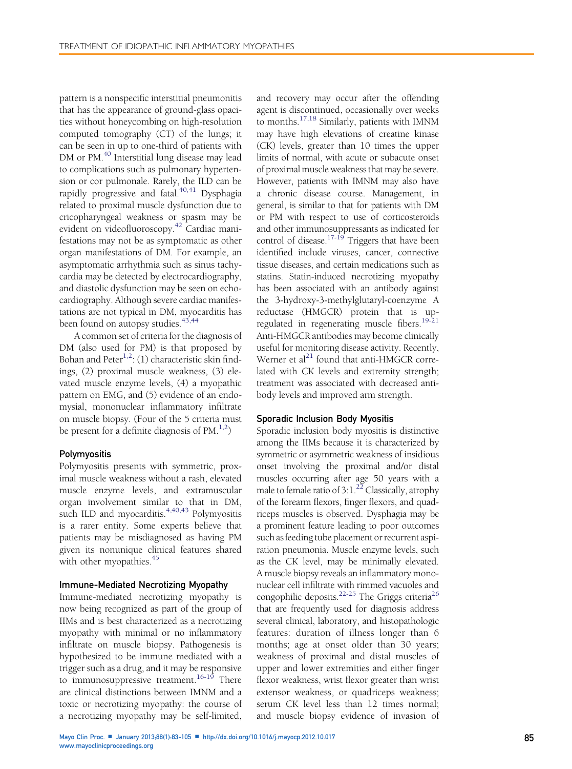pattern is a nonspecific interstitial pneumonitis that has the appearance of ground-glass opacities without honeycombing on high-resolution computed tomography (CT) of the lungs; it can be seen in up to one-third of patients with DM or PM.[40] Interstitial lung disease may lead to complications such as pulmonary hypertension or cor pulmonale. Rarely, the ILD can be rapidly progressive and fatal.[40,41] Dysphagia related to proximal muscle dysfunction due to cricopharyngeal weakness or spasm may be evident on videofluoroscopy.[42] Cardiac manifestations may not be as symptomatic as other organ manifestations of DM. For example, an asymptomatic arrhythmia such as sinus tachycardia may be detected by electrocardiography, and diastolic dysfunction may be seen on echocardiography. Although severe cardiac manifestations are not typical in DM, myocarditis has been found on autopsy studies.[43,44]

A common set of criteria for the diagnosis of DM (also used for PM) is that proposed by Bohan and Peter[1,2]: (1) characteristic skin findings, (2) proximal muscle weakness, (3) elevated muscle enzyme levels, (4) a myopathic pattern on EMG, and (5) evidence of an endomysial, mononuclear inflammatory infiltrate on muscle biopsy. (Four of the 5 criteria must be present for a definite diagnosis of PM.[1,2])

### Polymyositis

Polymyositis presents with symmetric, proximal muscle weakness without a rash, elevated muscle enzyme levels, and extramuscular organ involvement similar to that in DM, such ILD and myocarditis.[4,40,43] Polymyositis is a rarer entity. Some experts believe that patients may be misdiagnosed as having PM given its nonunique clinical features shared with other myopathies.[45]

### Immune-Mediated Necrotizing Myopathy

Immune-mediated necrotizing myopathy is now being recognized as part of the group of IIMs and is best characterized as a necrotizing myopathy with minimal or no inflammatory infiltrate on muscle biopsy. Pathogenesis is hypothesized to be immune mediated with a trigger such as a drug, and it may be responsive to immunosuppressive treatment.[16-19] There are clinical distinctions between IMNM and a toxic or necrotizing myopathy: the course of a necrotizing myopathy may be self-limited, and recovery may occur after the offending agent is discontinued, occasionally over weeks to months.[17,18] Similarly, patients with IMNM may have high elevations of creatine kinase (CK) levels, greater than 10 times the upper limits of normal, with acute or subacute onset of proximal muscle weakness that may be severe. However, patients with IMNM may also have a chronic disease course. Management, in general, is similar to that for patients with DM or PM with respect to use of corticosteroids and other immunosuppressants as indicated for control of disease.[17-19] Triggers that have been identified include viruses, cancer, connective tissue diseases, and certain medications such as statins. Statin-induced necrotizing myopathy has been associated with an antibody against the 3-hydroxy-3-methylglutaryl-coenzyme A reductase (HMGCR) protein that is upregulated in regenerating muscle fibers.[19-21] Anti-HMGCR antibodies may become clinically useful for monitoring disease activity. Recently, Werner et al[21] found that anti-HMGCR correlated with CK levels and extremity strength; treatment was associated with decreased antibody levels and improved arm strength.

### Sporadic Inclusion Body Myositis

Sporadic inclusion body myositis is distinctive among the IIMs because it is characterized by symmetric or asymmetric weakness of insidious onset involving the proximal and/or distal muscles occurring after age 50 years with a male to female ratio of 3:1.[22] Classically, atrophy of the forearm flexors, finger flexors, and quadriceps muscles is observed. Dysphagia may be a prominent feature leading to poor outcomes such as feeding tube placement or recurrent aspiration pneumonia. Muscle enzyme levels, such as the CK level, may be minimally elevated. A muscle biopsy reveals an inflammatory mononuclear cell infiltrate with rimmed vacuoles and congophilic deposits.[22-25] The Griggs criteria[26] that are frequently used for diagnosis address several clinical, laboratory, and histopathologic features: duration of illness longer than 6 months; age at onset older than 30 years; weakness of proximal and distal muscles of upper and lower extremities and either finger flexor weakness, wrist flexor greater than wrist extensor weakness, or quadriceps weakness; serum CK level less than 12 times normal; and muscle biopsy evidence of invasion of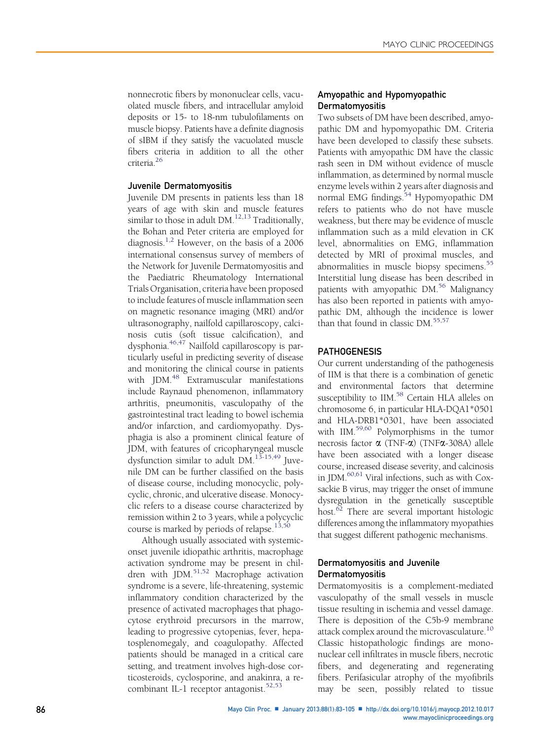nonnecrotic fibers by mononuclear cells, vacuolated muscle fibers, and intracellular amyloid deposits or 15- to 18-nm tubulofilaments on muscle biopsy. Patients have a definite diagnosis of sIBM if they satisfy the vacuolated muscle fibers criteria in addition to all the other criteria.[26]

### Juvenile Dermatomyositis

Juvenile DM presents in patients less than 18 years of age with skin and muscle features similar to those in adult DM.[12,13] Traditionally, the Bohan and Peter criteria are employed for diagnosis.[1,2] However, on the basis of a 2006 international consensus survey of members of the Network for Juvenile Dermatomyositis and the Paediatric Rheumatology International Trials Organisation, criteria have been proposed to include features of muscle inflammation seen on magnetic resonance imaging (MRI) and/or ultrasonography, nailfold capillaroscopy, calcinosis cutis (soft tissue calcification), and dysphonia.[46,47] Nailfold capillaroscopy is particularly useful in predicting severity of disease and monitoring the clinical course in patients with JDM.[48] Extramuscular manifestations include Raynaud phenomenon, inflammatory arthritis, pneumonitis, vasculopathy of the gastrointestinal tract leading to bowel ischemia and/or infarction, and cardiomyopathy. Dysphagia is also a prominent clinical feature of JDM, with features of cricopharyngeal muscle dysfunction similar to adult DM.[13-15,49] Juvenile DM can be further classified on the basis of disease course, including monocyclic, polycyclic, chronic, and ulcerative disease. Monocyclic refers to a disease course characterized by remission within 2 to 3 years, while a polycyclic course is marked by periods of relapse.[13,50]

Although usually associated with systemic-onset juvenile idiopathic arthritis, macrophage activation syndrome may be present in children with JDM.[51,52] Macrophage activation syndrome is a severe, life-threatening, systemic inflammatory condition characterized by the presence of activated macrophages that phagocytose erythroid precursors in the marrow, leading to progressive cytopenias, fever, hepatosplenomegaly, and coagulopathy. Affected patients should be managed in a critical care setting, and treatment involves high-dose corticosteroids, cyclosporine, and anakinra, a recombinant IL-1 receptor antagonist.[52,53]

### Amyopathic and Hypomyopathic Dermatomyositis

Two subsets of DM have been described, amyopathic DM and hypomyopathic DM. Criteria have been developed to classify these subsets. Patients with amyopathic DM have the classic rash seen in DM without evidence of muscle inflammation, as determined by normal muscle enzyme levels within 2 years after diagnosis and normal EMG findings.[54] Hypomyopathic DM refers to patients who do not have muscle weakness, but there may be evidence of muscle inflammation such as a mild elevation in CK level, abnormalities on EMG, inflammation detected by MRI of proximal muscles, and abnormalities in muscle biopsy specimens.[55] Interstitial lung disease has been described in patients with amyopathic DM.[56] Malignancy has also been reported in patients with amyopathic DM, although the incidence is lower than that found in classic DM.[55,57]

## PATHOGENESIS

Our current understanding of the pathogenesis of IIM is that there is a combination of genetic and environmental factors that determine susceptibility to IIM.[58] Certain HLA alleles on chromosome 6, in particular HLA-DQA1*0501 and HLA-DRB1*0301, have been associated with IIM.[59,60] Polymorphisms in the tumor necrosis factor α (TNF-α) (TNFα-308A) allele have been associated with a longer disease course, increased disease severity, and calcinosis in JDM.[60,61] Viral infections, such as with Coxsackie B virus, may trigger the onset of immune dysregulation in the genetically susceptible host.[62] There are several important histologic differences among the inflammatory myopathies that suggest different pathogenic mechanisms.

### Dermatomyositis and Juvenile Dermatomyositis

Dermatomyositis is a complement-mediated vasculopathy of the small vessels in muscle tissue resulting in ischemia and vessel damage. There is deposition of the C5b-9 membrane attack complex around the microvasculature.[10] Classic histopathologic findings are mononuclear cell infiltrates in muscle fibers, necrotic fibers, and degenerating and regenerating fibers. Perifasicular atrophy of the myofibrils may be seen, possibly related to tissue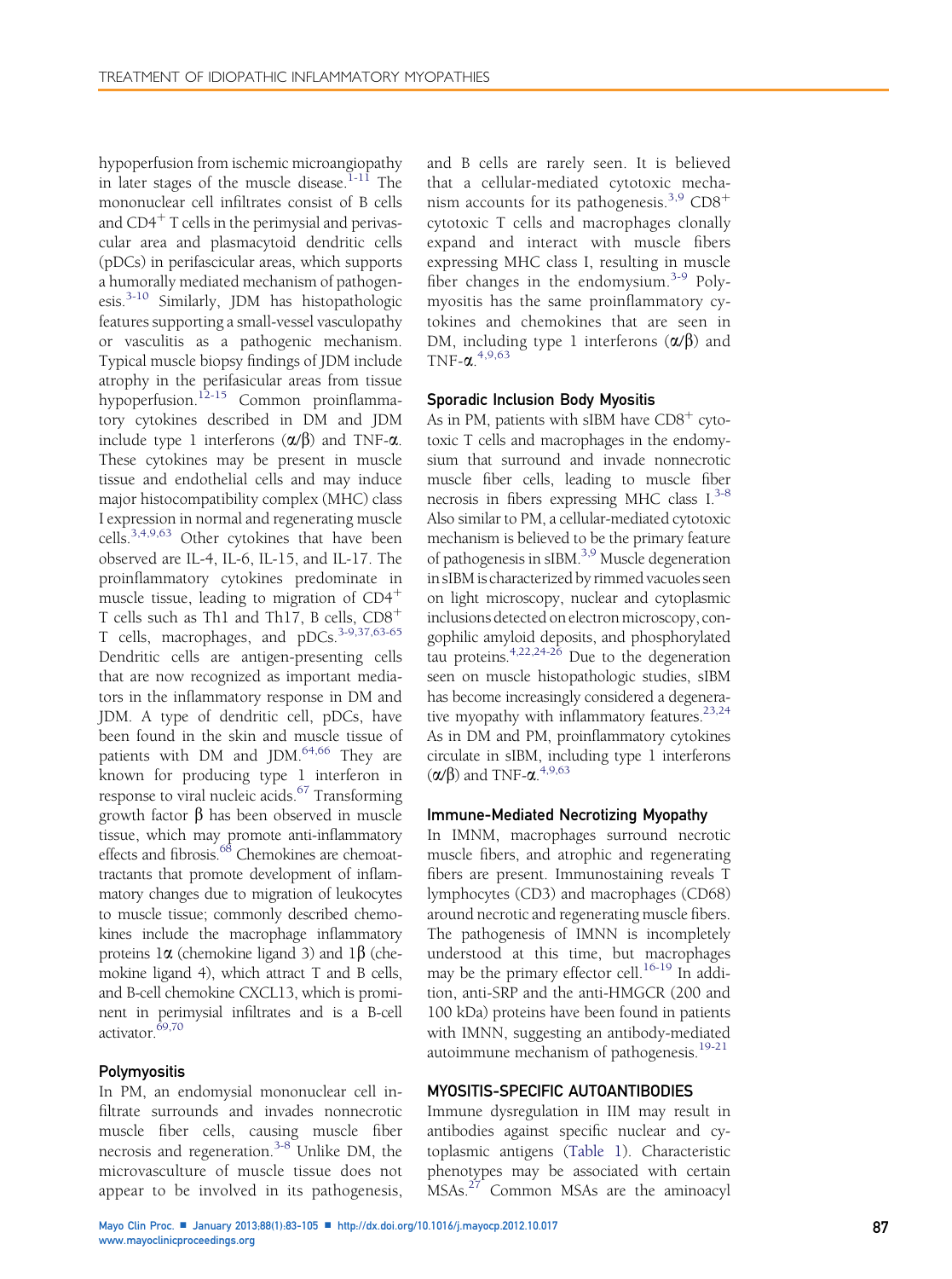hypoperfusion from ischemic microangiopathy in later stages of the muscle disease.[1-11] The mononuclear cell infiltrates consist of B cells and $CD4^+$ T cells in the perimysial and perivascular area and plasmacytoid dendritic cells (pDCs) in perifascicular areas, which supports a humorally mediated mechanism of pathogenesis.[3-10] Similarly, JDM has histopathologic features supporting a small-vessel vasculopathy or vasculitis as a pathogenic mechanism. Typical muscle biopsy findings of JDM include atrophy in the perifasicular areas from tissue hypoperfusion.[12-15] Common proinflammatory cytokines described in DM and JDM include type 1 interferons (α/β) and TNF-α. These cytokines may be present in muscle tissue and endothelial cells and may induce major histocompatibility complex (MHC) class I expression in normal and regenerating muscle cells.[3,4,9,63] Other cytokines that have been observed are IL-4, IL-6, IL-15, and IL-17. The proinflammatory cytokines predominate in muscle tissue, leading to migration of $CD4^+$ T cells such as Th1 and Th17, B cells, $CD8^+$ T cells, macrophages, and pDCs.[3-9,37,63-65] Dendritic cells are antigen-presenting cells that are now recognized as important mediators in the inflammatory response in DM and JDM. A type of dendritic cell, pDCs, have been found in the skin and muscle tissue of patients with DM and JDM.[64,66] They are known for producing type 1 interferon in response to viral nucleic acids.[67] Transforming growth factor β has been observed in muscle tissue, which may promote anti-inflammatory effects and fibrosis.[68] Chemokines are chemoattractants that promote development of inflammatory changes due to migration of leukocytes to muscle tissue; commonly described chemokines include the macrophage inflammatory proteins 1α (chemokine ligand 3) and 1β (chemokine ligand 4), which attract T and B cells, and B-cell chemokine CXCL13, which is prominent in perimysial infiltrates and is a B-cell activator.[69,70]

### Polymyositis

In PM, an endomysial mononuclear cell infiltrate surrounds and invades nonnecrotic muscle fiber cells, causing muscle fiber necrosis and regeneration.[3-8] Unlike DM, the microvasculture of muscle tissue does not appear to be involved in its pathogenesis, and B cells are rarely seen. It is believed that a cellular-mediated cytotoxic mechanism accounts for its pathogenesis.[3,9] $CD8^+$ cytotoxic T cells and macrophages clonally expand and interact with muscle fibers expressing MHC class I, resulting in muscle fiber changes in the endomysium.[3-9] Polymyositis has the same proinflammatory cytokines and chemokines that are seen in DM, including type 1 interferons (α/β) and TNF-α.[4,9,63]

### Sporadic Inclusion Body Myositis

As in PM, patients with sIBM have $CD8^+$ cytotoxic T cells and macrophages in the endomysium that surround and invade nonnecrotic muscle fiber cells, leading to muscle fiber necrosis in fibers expressing MHC class I.[3-8] Also similar to PM, a cellular-mediated cytotoxic mechanism is believed to be the primary feature of pathogenesis in sIBM.[3,9] Muscle degeneration in sIBM is characterized by rimmed vacuoles seen on light microscopy, nuclear and cytoplasmic inclusions detected on electron microscopy, congophilic amyloid deposits, and phosphorylated tau proteins.[4,22,24-26] Due to the degeneration seen on muscle histopathologic studies, sIBM has become increasingly considered a degenerative myopathy with inflammatory features.[23,24] As in DM and PM, proinflammatory cytokines circulate in sIBM, including type 1 interferons (α/β) and TNF-α.[4,9,63]

### Immune-Mediated Necrotizing Myopathy

In IMNM, macrophages surround necrotic muscle fibers, and atrophic and regenerating fibers are present. Immunostaining reveals T lymphocytes (CD3) and macrophages (CD68) around necrotic and regenerating muscle fibers. The pathogenesis of IMNN is incompletely understood at this time, but macrophages may be the primary effector cell.[16-19] In addition, anti-SRP and the anti-HMGCR (200 and 100 kDa) proteins have been found in patients with IMNN, suggesting an antibody-mediated autoimmune mechanism of pathogenesis.[19-21]

## MYOSITIS-SPECIFIC AUTOANTIBODIES

Immune dysregulation in IIM may result in antibodies against specific nuclear and cytoplasmic antigens (Table 1). Characteristic phenotypes may be associated with certain MSAs.[27] Common MSAs are the aminoacyl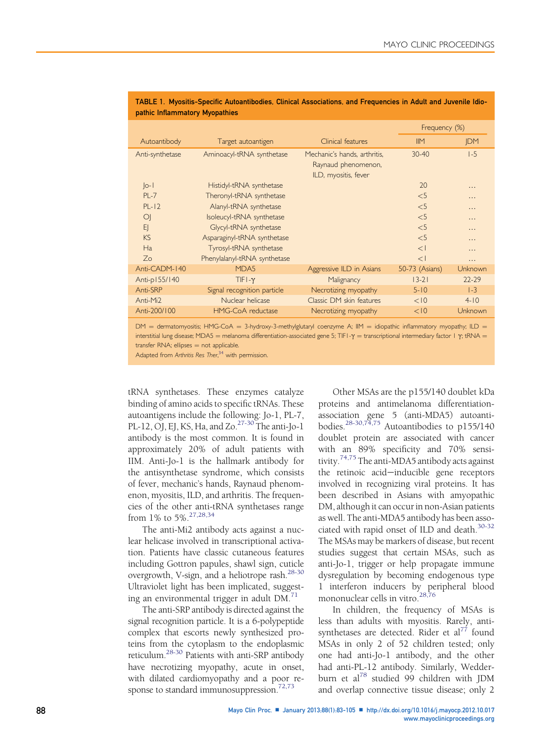**TABLE 1. Myositis-Specific Autoantibodies, Clinical Associations, and Frequencies in Adult and Juvenile Idiopathic Inflammatory Myopathies**

| Autoantibody | Target autoantigen | Clinical features | Frequency (%) | |
|---|---|---|---|---|
| | | | IIM | JDM |
| Anti-synthetase | Aminoacyl-tRNA synthetase | Mechanic's hands, arthritis, Raynaud phenomenon, ILD, myositis, fever | 30-40 | 1-5 |
| Jo-1 | Histidyl-tRNA synthetase | | 20 | ... |
| PL-7 | Theronyl-tRNA synthetase | | <5 | ... |
| PL-12 | Alanyl-tRNA synthetase | | <5 | ... |
| OJ | Isoleucyl-tRNA synthetase | | <5 | ... |
| EJ | Glycyl-tRNA synthetase | | <5 | ... |
| KS | Asparaginyl-tRNA synthetase | | <5 | ... |
| Ha | Tyrosyl-tRNA synthetase | | <1 | ... |
| Zo | Phenylalanyl-tRNA synthetase | | <1 | ... |
| Anti-CADM-140 | MDA5 | Aggressive ILD in Asians | 50-73 (Asians) | Unknown |
| Anti-p155/140 | TIF1-γ | Malignancy | 13-21 | 22-29 |
| Anti-SRP | Signal recognition particle | Necrotizing myopathy | 5-10 | 1-3 |
| Anti-Mi2 | Nuclear helicase | Classic DM skin features | <10 | 4-10 |
| Anti-200/100 | HMG-CoA reductase | Necrotizing myopathy | <10 | Unknown |

DM = dermatomyositis; HMG-CoA = 3-hydroxy-3-methylglutaryl coenzyme A; IIM = idiopathic inflammatory myopathy; ILD = interstitial lung disease; MDA5 = melanoma differentiation-associated gene 5; TIF1-γ = transcriptional intermediary factor 1 γ; tRNA = transfer RNA; ellipses = not applicable.
Adapted from *Arthritis Res Ther*,[34] with permission.

tRNA synthetases. These enzymes catalyze binding of amino acids to specific tRNAs. These autoantigens include the following: Jo-1, PL-7, PL-12, OJ, EJ, KS, Ha, and Zo.[27-30] The anti-Jo-1 antibody is the most common. It is found in approximately 20% of adult patients with IIM. Anti-Jo-1 is the hallmark antibody for the antisynthetase syndrome, which consists of fever, mechanic's hands, Raynaud phenomenon, myositis, ILD, and arthritis. The frequencies of the other anti-tRNA synthetases range from 1% to 5%.[27,28,34]

The anti-Mi2 antibody acts against a nuclear helicase involved in transcriptional activation. Patients have classic cutaneous features including Gottron papules, shawl sign, cuticle overgrowth, V-sign, and a heliotrope rash.[28-30] Ultraviolet light has been implicated, suggesting an environmental trigger in adult DM.[71]

The anti-SRP antibody is directed against the signal recognition particle. It is a 6-polypeptide complex that escorts newly synthesized proteins from the cytoplasm to the endoplasmic reticulum.[28-30] Patients with anti-SRP antibody have necrotizing myopathy, acute in onset, with dilated cardiomyopathy and a poor response to standard immunosuppression.[72,73]

Other MSAs are the p155/140 doublet kDa proteins and antimelanoma differentiation-association gene 5 (anti-MDA5) autoantibodies.[28-30,74,75] Autoantibodies to p155/140 doublet protein are associated with cancer with an 89% specificity and 70% sensitivity.[74,75] The anti-MDA5 antibody acts against the retinoic acid–inducible gene receptors involved in recognizing viral proteins. It has been described in Asians with amyopathic DM, although it can occur in non-Asian patients as well. The anti-MDA5 antibody has been associated with rapid onset of ILD and death.[30-32] The MSAs may be markers of disease, but recent studies suggest that certain MSAs, such as anti-Jo-1, trigger or help propagate immune dysregulation by becoming endogenous type 1 interferon inducers by peripheral blood mononuclear cells in vitro.[28,76]

In children, the frequency of MSAs is less than adults with myositis. Rarely, anti-synthetases are detected. Rider et al[77] found MSAs in only 2 of 52 children tested; only one had anti-Jo-1 antibody, and the other had anti-PL-12 antibody. Similarly, Wedderburn et al[78] studied 99 children with JDM and overlap connective tissue disease; only 2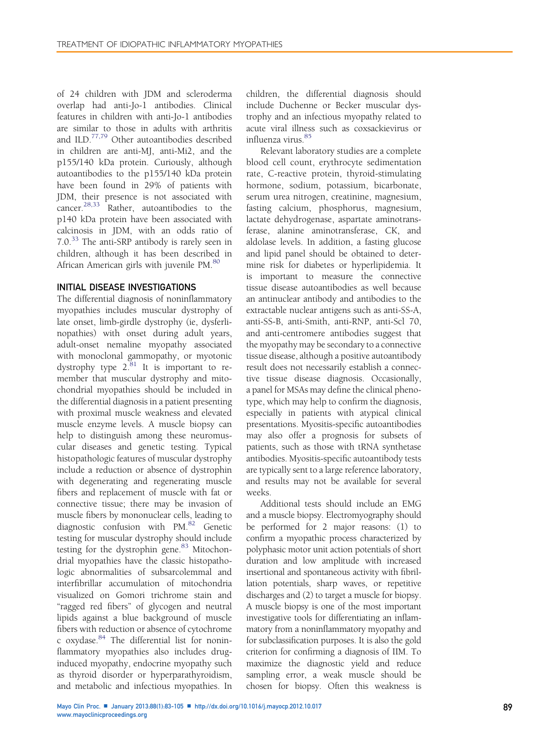of 24 children with JDM and scleroderma overlap had anti-Jo-1 antibodies. Clinical features in children with anti-Jo-1 antibodies are similar to those in adults with arthritis and ILD.[77,79] Other autoantibodies described in children are anti-MJ, anti-Mi2, and the p155/140 kDa protein. Curiously, although autoantibodies to the p155/140 kDa protein have been found in 29% of patients with JDM, their presence is not associated with cancer.[28,33] Rather, autoantibodies to the p140 kDa protein have been associated with calcinosis in JDM, with an odds ratio of 7.0.[33] The anti-SRP antibody is rarely seen in children, although it has been described in African American girls with juvenile PM.[80]

## INITIAL DISEASE INVESTIGATIONS

The differential diagnosis of noninflammatory myopathies includes muscular dystrophy of late onset, limb-girdle dystrophy (ie, dysferlinopathies) with onset during adult years, adult-onset nemaline myopathy associated with monoclonal gammopathy, or myotonic dystrophy type 2.[81] It is important to remember that muscular dystrophy and mitochondrial myopathies should be included in the differential diagnosis in a patient presenting with proximal muscle weakness and elevated muscle enzyme levels. A muscle biopsy can help to distinguish among these neuromuscular diseases and genetic testing. Typical histopathologic features of muscular dystrophy include a reduction or absence of dystrophin with degenerating and regenerating muscle fibers and replacement of muscle with fat or connective tissue; there may be invasion of muscle fibers by mononuclear cells, leading to diagnostic confusion with PM.[82] Genetic testing for muscular dystrophy should include testing for the dystrophin gene.[83] Mitochondrial myopathies have the classic histopathologic abnormalities of subsarcolemmal and interfibrillar accumulation of mitochondria visualized on Gomori trichrome stain and "ragged red fibers" of glycogen and neutral lipids against a blue background of muscle fibers with reduction or absence of cytochrome c oxydase.[84] The differential list for noninflammatory myopathies also includes drug-induced myopathy, endocrine myopathy such as thyroid disorder or hyperparathyroidism, and metabolic and infectious myopathies. In children, the differential diagnosis should include Duchenne or Becker muscular dystrophy and an infectious myopathy related to acute viral illness such as coxsackievirus or influenza virus.[85]

Relevant laboratory studies are a complete blood cell count, erythrocyte sedimentation rate, C-reactive protein, thyroid-stimulating hormone, sodium, potassium, bicarbonate, serum urea nitrogen, creatinine, magnesium, fasting calcium, phosphorus, magnesium, lactate dehydrogenase, aspartate aminotransferase, alanine aminotransferase, CK, and aldolase levels. In addition, a fasting glucose and lipid panel should be obtained to determine risk for diabetes or hyperlipidemia. It is important to measure the connective tissue disease autoantibodies as well because an antinuclear antibody and antibodies to the extractable nuclear antigens such as anti-SS-A, anti-SS-B, anti-Smith, anti-RNP, anti-Scl 70, and anti-centromere antibodies suggest that the myopathy may be secondary to a connective tissue disease, although a positive autoantibody result does not necessarily establish a connective tissue disease diagnosis. Occasionally, a panel for MSAs may define the clinical phenotype, which may help to confirm the diagnosis, especially in patients with atypical clinical presentations. Myositis-specific autoantibodies may also offer a prognosis for subsets of patients, such as those with tRNA synthetase antibodies. Myositis-specific autoantibody tests are typically sent to a large reference laboratory, and results may not be available for several weeks.

Additional tests should include an EMG and a muscle biopsy. Electromyography should be performed for 2 major reasons: (1) to confirm a myopathic process characterized by polyphasic motor unit action potentials of short duration and low amplitude with increased insertional and spontaneous activity with fibrillation potentials, sharp waves, or repetitive discharges and (2) to target a muscle for biopsy. A muscle biopsy is one of the most important investigative tools for differentiating an inflammatory from a noninflammatory myopathy and for subclassification purposes. It is also the gold criterion for confirming a diagnosis of IIM. To maximize the diagnostic yield and reduce sampling error, a weak muscle should be chosen for biopsy. Often this weakness is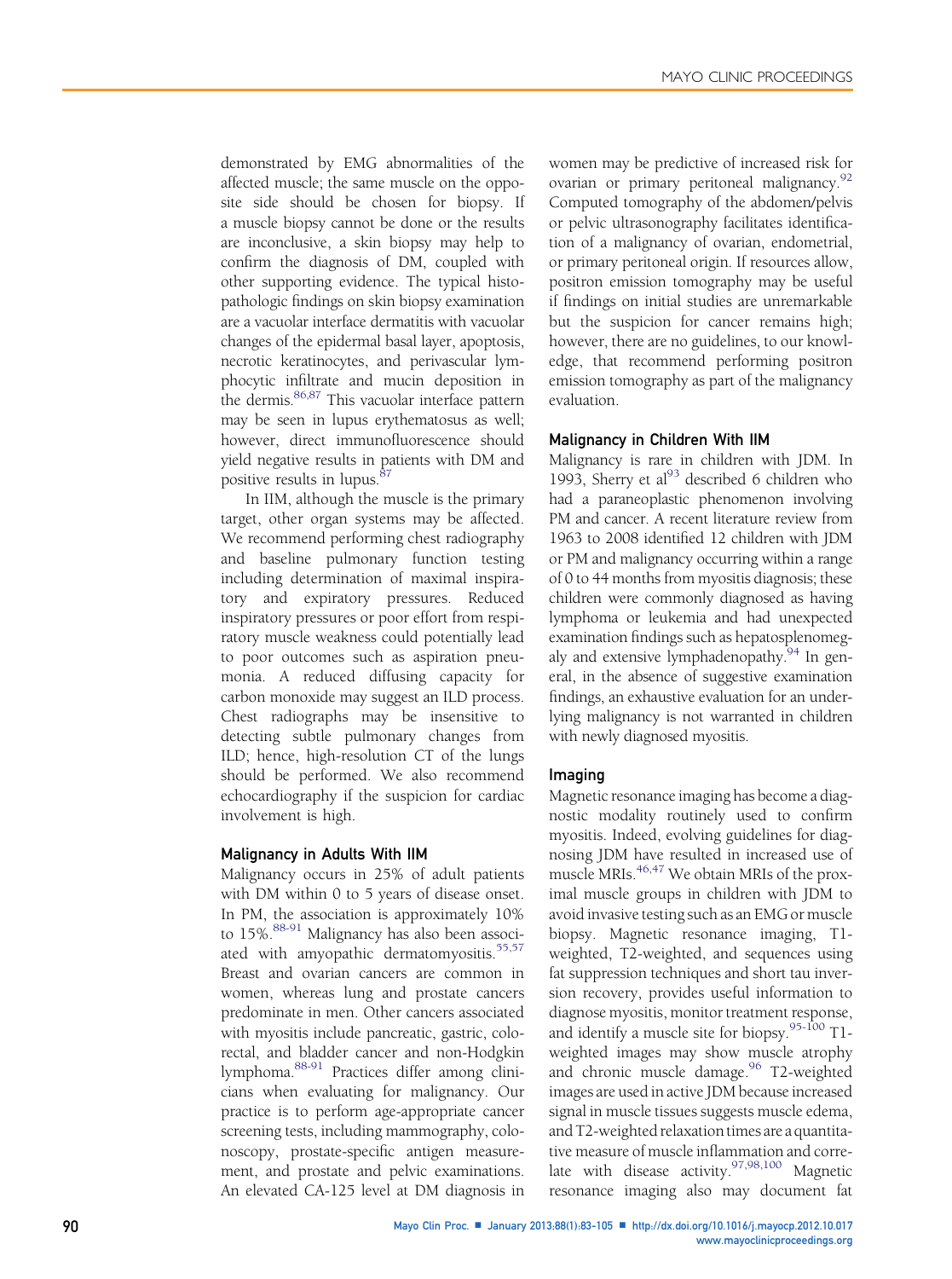demonstrated by EMG abnormalities of the affected muscle; the same muscle on the opposite side should be chosen for biopsy. If a muscle biopsy cannot be done or the results are inconclusive, a skin biopsy may help to confirm the diagnosis of DM, coupled with other supporting evidence. The typical histopathologic findings on skin biopsy examination are a vacuolar interface dermatitis with vacuolar changes of the epidermal basal layer, apoptosis, necrotic keratinocytes, and perivascular lymphocytic infiltrate and mucin deposition in the dermis.[86,87] This vacuolar interface pattern may be seen in lupus erythematosus as well; however, direct immunofluorescence should yield negative results in patients with DM and positive results in lupus.[87]

In IIM, although the muscle is the primary target, other organ systems may be affected. We recommend performing chest radiography and baseline pulmonary function testing including determination of maximal inspiratory and expiratory pressures. Reduced inspiratory pressures or poor effort from respiratory muscle weakness could potentially lead to poor outcomes such as aspiration pneumonia. A reduced diffusing capacity for carbon monoxide may suggest an ILD process. Chest radiographs may be insensitive to detecting subtle pulmonary changes from ILD; hence, high-resolution CT of the lungs should be performed. We also recommend echocardiography if the suspicion for cardiac involvement is high.

## Malignancy in Adults With IIM

Malignancy occurs in 25% of adult patients with DM within 0 to 5 years of disease onset. In PM, the association is approximately 10% to 15%.[88-91] Malignancy has also been associated with amyopathic dermatomyositis.[55,57] Breast and ovarian cancers are common in women, whereas lung and prostate cancers predominate in men. Other cancers associated with myositis include pancreatic, gastric, colorectal, and bladder cancer and non-Hodgkin lymphoma.[88-91] Practices differ among clinicians when evaluating for malignancy. Our practice is to perform age-appropriate cancer screening tests, including mammography, colonoscopy, prostate-specific antigen measurement, and prostate and pelvic examinations. An elevated CA-125 level at DM diagnosis in women may be predictive of increased risk for ovarian or primary peritoneal malignancy.[92] Computed tomography of the abdomen/pelvis or pelvic ultrasonography facilitates identification of a malignancy of ovarian, endometrial, or primary peritoneal origin. If resources allow, positron emission tomography may be useful if findings on initial studies are unremarkable but the suspicion for cancer remains high; however, there are no guidelines, to our knowledge, that recommend performing positron emission tomography as part of the malignancy evaluation.

## Malignancy in Children With IIM

Malignancy is rare in children with JDM. In 1993, Sherry et al[93] described 6 children who had a paraneoplastic phenomenon involving PM and cancer. A recent literature review from 1963 to 2008 identified 12 children with JDM or PM and malignancy occurring within a range of 0 to 44 months from myositis diagnosis; these children were commonly diagnosed as having lymphoma or leukemia and had unexpected examination findings such as hepatosplenomegaly and extensive lymphadenopathy.[94] In general, in the absence of suggestive examination findings, an exhaustive evaluation for an underlying malignancy is not warranted in children with newly diagnosed myositis.

## Imaging

Magnetic resonance imaging has become a diagnostic modality routinely used to confirm myositis. Indeed, evolving guidelines for diagnosing JDM have resulted in increased use of muscle MRIs.[46,47] We obtain MRIs of the proximal muscle groups in children with JDM to avoid invasive testing such as an EMG or muscle biopsy. Magnetic resonance imaging, T1-weighted, T2-weighted, and sequences using fat suppression techniques and short tau inversion recovery, provides useful information to diagnose myositis, monitor treatment response, and identify a muscle site for biopsy.[95-100] T1-weighted images may show muscle atrophy and chronic muscle damage.[96] T2-weighted images are used in active JDM because increased signal in muscle tissues suggests muscle edema, and T2-weighted relaxation times are a quantitative measure of muscle inflammation and correlate with disease activity.[97,98,100] Magnetic resonance imaging also may document fat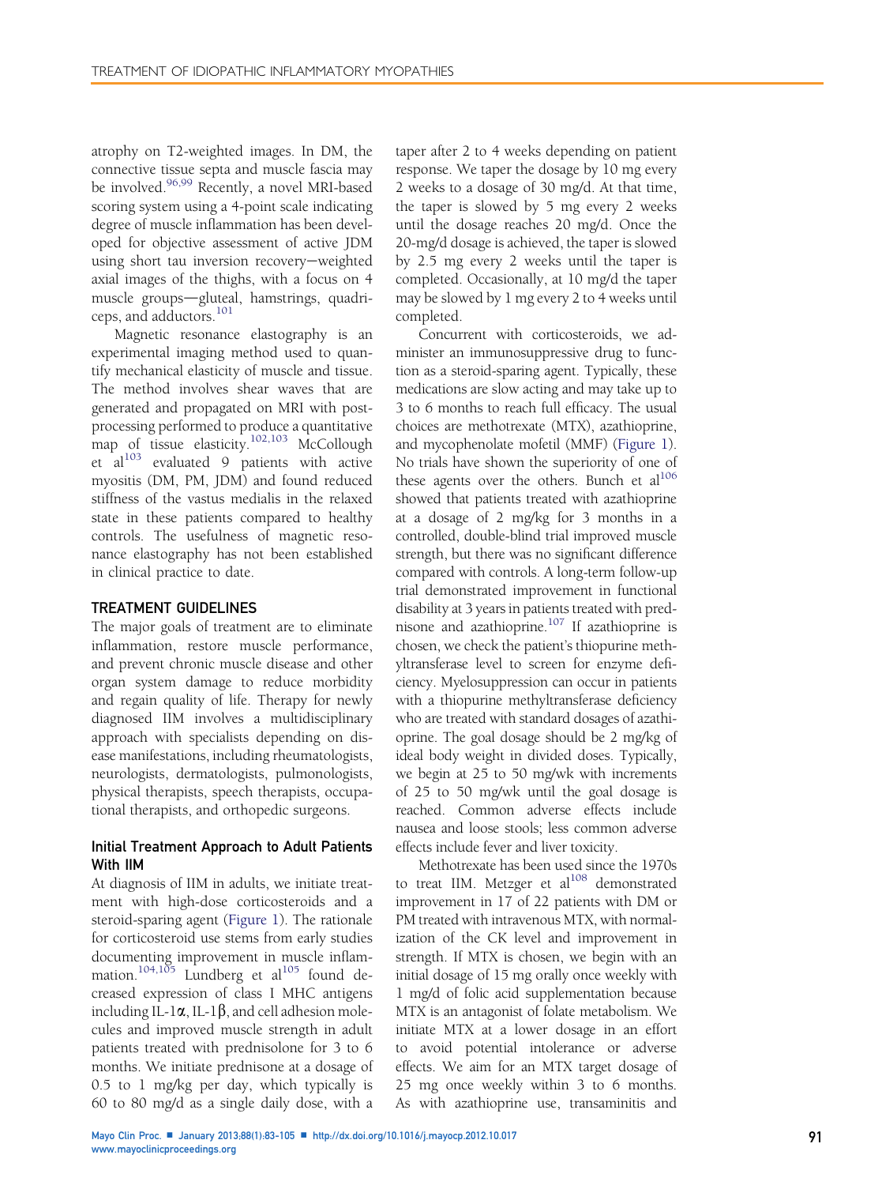atrophy on T2-weighted images. In DM, the connective tissue septa and muscle fascia may be involved.[96,99] Recently, a novel MRI-based scoring system using a 4-point scale indicating degree of muscle inflammation has been developed for objective assessment of active JDM using short tau inversion recovery−weighted axial images of the thighs, with a focus on 4 muscle groups—gluteal, hamstrings, quadriceps, and adductors.[101]

Magnetic resonance elastography is an experimental imaging method used to quantify mechanical elasticity of muscle and tissue. The method involves shear waves that are generated and propagated on MRI with post-processing performed to produce a quantitative map of tissue elasticity.[102,103] McCollough et al[103] evaluated 9 patients with active myositis (DM, PM, JDM) and found reduced stiffness of the vastus medialis in the relaxed state in these patients compared to healthy controls. The usefulness of magnetic resonance elastography has not been established in clinical practice to date.

## TREATMENT GUIDELINES

The major goals of treatment are to eliminate inflammation, restore muscle performance, and prevent chronic muscle disease and other organ system damage to reduce morbidity and regain quality of life. Therapy for newly diagnosed IIM involves a multidisciplinary approach with specialists depending on disease manifestations, including rheumatologists, neurologists, dermatologists, pulmonologists, physical therapists, speech therapists, occupational therapists, and orthopedic surgeons.

### Initial Treatment Approach to Adult Patients With IIM

At diagnosis of IIM in adults, we initiate treatment with high-dose corticosteroids and a steroid-sparing agent (Figure 1). The rationale for corticosteroid use stems from early studies documenting improvement in muscle inflammation.[104,105] Lundberg et al[105] found decreased expression of class I MHC antigens including IL-1$\alpha$, IL-1$\beta$, and cell adhesion molecules and improved muscle strength in adult patients treated with prednisolone for 3 to 6 months. We initiate prednisone at a dosage of 0.5 to 1 mg/kg per day, which typically is 60 to 80 mg/d as a single daily dose, with a taper after 2 to 4 weeks depending on patient response. We taper the dosage by 10 mg every 2 weeks to a dosage of 30 mg/d. At that time, the taper is slowed by 5 mg every 2 weeks until the dosage reaches 20 mg/d. Once the 20-mg/d dosage is achieved, the taper is slowed by 2.5 mg every 2 weeks until the taper is completed. Occasionally, at 10 mg/d the taper may be slowed by 1 mg every 2 to 4 weeks until completed.

Concurrent with corticosteroids, we administer an immunosuppressive drug to function as a steroid-sparing agent. Typically, these medications are slow acting and may take up to 3 to 6 months to reach full efficacy. The usual choices are methotrexate (MTX), azathioprine, and mycophenolate mofetil (MMF) (Figure 1). No trials have shown the superiority of one of these agents over the others. Bunch et al[106] showed that patients treated with azathioprine at a dosage of 2 mg/kg for 3 months in a controlled, double-blind trial improved muscle strength, but there was no significant difference compared with controls. A long-term follow-up trial demonstrated improvement in functional disability at 3 years in patients treated with prednisone and azathioprine.[107] If azathioprine is chosen, we check the patient's thiopurine methyltransferase level to screen for enzyme deficiency. Myelosuppression can occur in patients with a thiopurine methyltransferase deficiency who are treated with standard dosages of azathioprine. The goal dosage should be 2 mg/kg of ideal body weight in divided doses. Typically, we begin at 25 to 50 mg/wk with increments of 25 to 50 mg/wk until the goal dosage is reached. Common adverse effects include nausea and loose stools; less common adverse effects include fever and liver toxicity.

Methotrexate has been used since the 1970s to treat IIM. Metzger et al[108] demonstrated improvement in 17 of 22 patients with DM or PM treated with intravenous MTX, with normalization of the CK level and improvement in strength. If MTX is chosen, we begin with an initial dosage of 15 mg orally once weekly with 1 mg/d of folic acid supplementation because MTX is an antagonist of folate metabolism. We initiate MTX at a lower dosage in an effort to avoid potential intolerance or adverse effects. We aim for an MTX target dosage of 25 mg once weekly within 3 to 6 months. As with azathioprine use, transaminitis and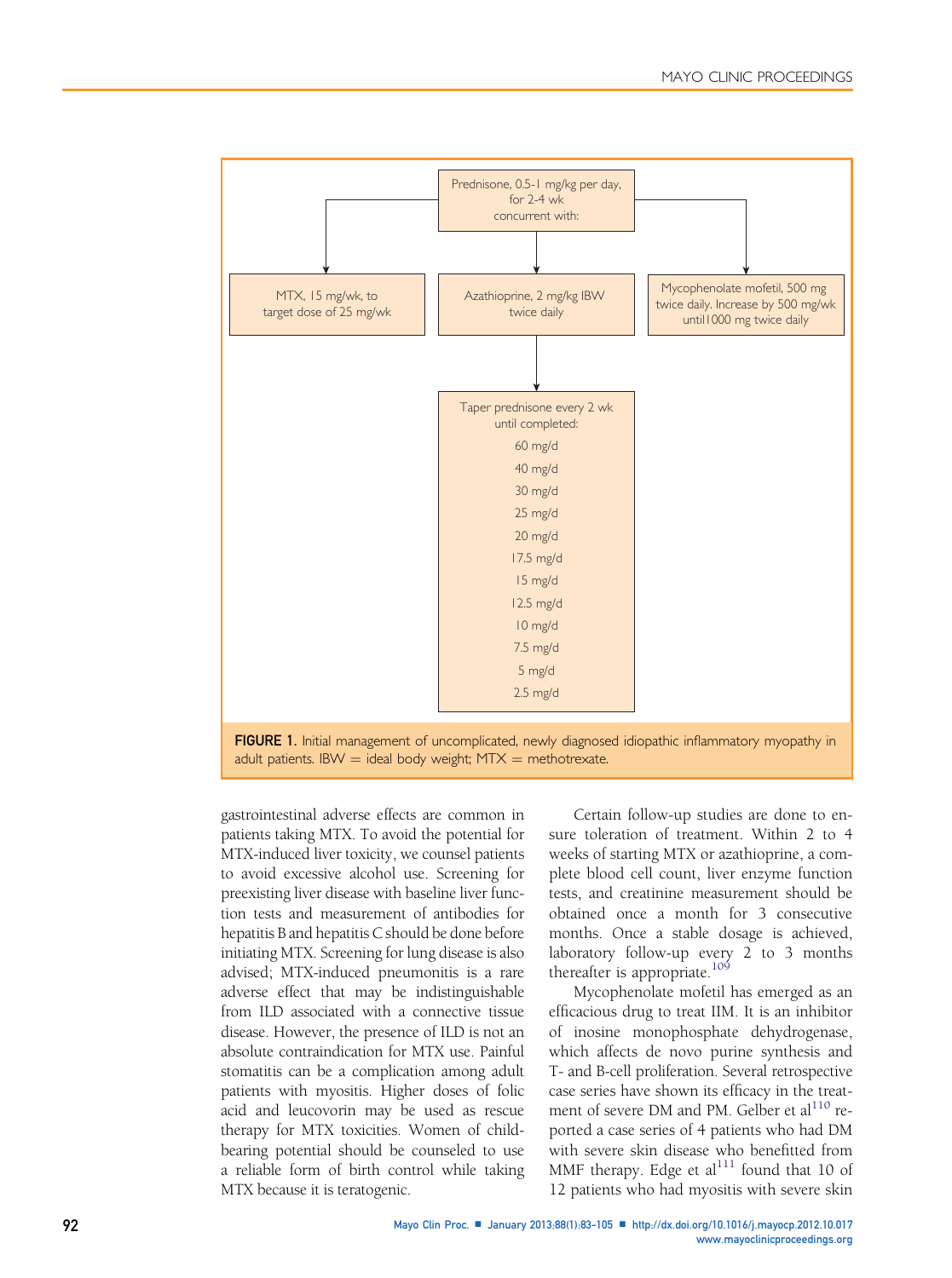Prednisone, 0.5-1 mg/kg per day, for 2-4 wk concurrent with:

- MTX, 15 mg/wk, to target dose of 25 mg/wk
- Azathioprine, 2 mg/kg IBW twice daily
- Mycophenolate mofetil, 500 mg twice daily. Increase by 500 mg/wk until 1000 mg twice daily

Taper prednisone every 2 wk until completed:

60 mg/d
40 mg/d
30 mg/d
25 mg/d
20 mg/d
17.5 mg/d
15 mg/d
12.5 mg/d
10 mg/d
7.5 mg/d
5 mg/d
2.5 mg/d

**FIGURE 1.** Initial management of uncomplicated, newly diagnosed idiopathic inflammatory myopathy in adult patients. IBW = ideal body weight; MTX = methotrexate.

gastrointestinal adverse effects are common in patients taking MTX. To avoid the potential for MTX-induced liver toxicity, we counsel patients to avoid excessive alcohol use. Screening for preexisting liver disease with baseline liver function tests and measurement of antibodies for hepatitis B and hepatitis C should be done before initiating MTX. Screening for lung disease is also advised; MTX-induced pneumonitis is a rare adverse effect that may be indistinguishable from ILD associated with a connective tissue disease. However, the presence of ILD is not an absolute contraindication for MTX use. Painful stomatitis can be a complication among adult patients with myositis. Higher doses of folic acid and leucovorin may be used as rescue therapy for MTX toxicities. Women of childbearing potential should be counseled to use a reliable form of birth control while taking MTX because it is teratogenic.

Certain follow-up studies are done to ensure toleration of treatment. Within 2 to 4 weeks of starting MTX or azathioprine, a complete blood cell count, liver enzyme function tests, and creatinine measurement should be obtained once a month for 3 consecutive months. Once a stable dosage is achieved, laboratory follow-up every 2 to 3 months thereafter is appropriate.[109]

Mycophenolate mofetil has emerged as an efficacious drug to treat IIM. It is an inhibitor of inosine monophosphate dehydrogenase, which affects de novo purine synthesis and T- and B-cell proliferation. Several retrospective case series have shown its efficacy in the treatment of severe DM and PM. Gelber et al[110] reported a case series of 4 patients who had DM with severe skin disease who benefitted from MMF therapy. Edge et al[111] found that 10 of 12 patients who had myositis with severe skin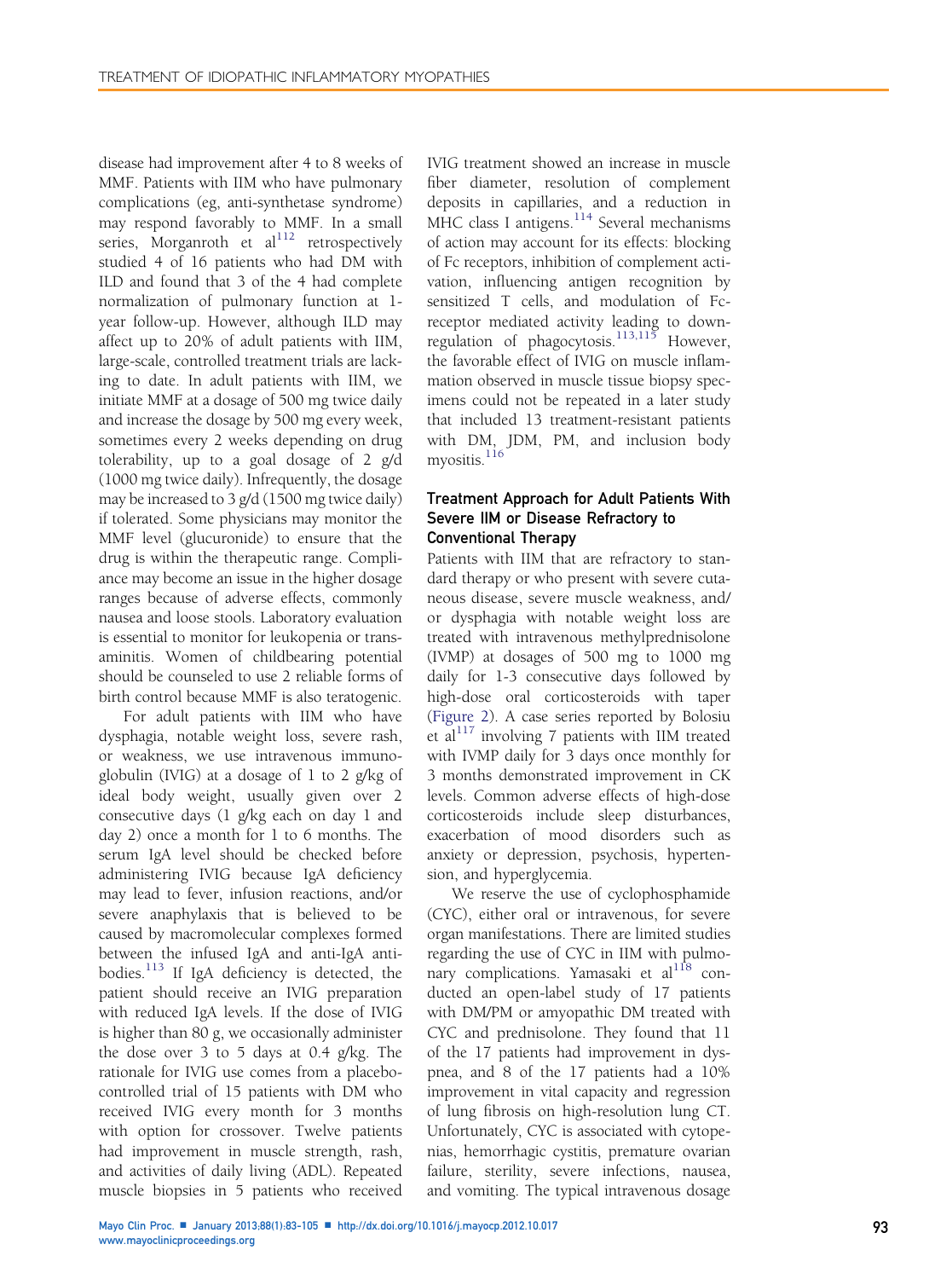disease had improvement after 4 to 8 weeks of MMF. Patients with IIM who have pulmonary complications (eg, anti-synthetase syndrome) may respond favorably to MMF. In a small series, Morganroth et al[112] retrospectively studied 4 of 16 patients who had DM with ILD and found that 3 of the 4 had complete normalization of pulmonary function at 1-year follow-up. However, although ILD may affect up to 20% of adult patients with IIM, large-scale, controlled treatment trials are lacking to date. In adult patients with IIM, we initiate MMF at a dosage of 500 mg twice daily and increase the dosage by 500 mg every week, sometimes every 2 weeks depending on drug tolerability, up to a goal dosage of 2 g/d (1000 mg twice daily). Infrequently, the dosage may be increased to 3 g/d (1500 mg twice daily) if tolerated. Some physicians may monitor the MMF level (glucuronide) to ensure that the drug is within the therapeutic range. Compliance may become an issue in the higher dosage ranges because of adverse effects, commonly nausea and loose stools. Laboratory evaluation is essential to monitor for leukopenia or transaminitis. Women of childbearing potential should be counseled to use 2 reliable forms of birth control because MMF is also teratogenic.

For adult patients with IIM who have dysphagia, notable weight loss, severe rash, or weakness, we use intravenous immunoglobulin (IVIG) at a dosage of 1 to 2 g/kg of ideal body weight, usually given over 2 consecutive days (1 g/kg each on day 1 and day 2) once a month for 1 to 6 months. The serum IgA level should be checked before administering IVIG because IgA deficiency may lead to fever, infusion reactions, and/or severe anaphylaxis that is believed to be caused by macromolecular complexes formed between the infused IgA and anti-IgA antibodies.[113] If IgA deficiency is detected, the patient should receive an IVIG preparation with reduced IgA levels. If the dose of IVIG is higher than 80 g, we occasionally administer the dose over 3 to 5 days at 0.4 g/kg. The rationale for IVIG use comes from a placebo-controlled trial of 15 patients with DM who received IVIG every month for 3 months with option for crossover. Twelve patients had improvement in muscle strength, rash, and activities of daily living (ADL). Repeated muscle biopsies in 5 patients who received IVIG treatment showed an increase in muscle fiber diameter, resolution of complement deposits in capillaries, and a reduction in MHC class I antigens.[114] Several mechanisms of action may account for its effects: blocking of Fc receptors, inhibition of complement activation, influencing antigen recognition by sensitized T cells, and modulation of Fc-receptor mediated activity leading to down-regulation of phagocytosis.[113,115] However, the favorable effect of IVIG on muscle inflammation observed in muscle tissue biopsy specimens could not be repeated in a later study that included 13 treatment-resistant patients with DM, JDM, PM, and inclusion body myositis.[116]

### Treatment Approach for Adult Patients With Severe IIM or Disease Refractory to Conventional Therapy

Patients with IIM that are refractory to standard therapy or who present with severe cutaneous disease, severe muscle weakness, and/or dysphagia with notable weight loss are treated with intravenous methylprednisolone (IVMP) at dosages of 500 mg to 1000 mg daily for 1-3 consecutive days followed by high-dose oral corticosteroids with taper (Figure 2). A case series reported by Bolosiu et al[117] involving 7 patients with IIM treated with IVMP daily for 3 days once monthly for 3 months demonstrated improvement in CK levels. Common adverse effects of high-dose corticosteroids include sleep disturbances, exacerbation of mood disorders such as anxiety or depression, psychosis, hypertension, and hyperglycemia.

We reserve the use of cyclophosphamide (CYC), either oral or intravenous, for severe organ manifestations. There are limited studies regarding the use of CYC in IIM with pulmonary complications. Yamasaki et al[118] conducted an open-label study of 17 patients with DM/PM or amyopathic DM treated with CYC and prednisolone. They found that 11 of the 17 patients had improvement in dyspnea, and 8 of the 17 patients had a 10% improvement in vital capacity and regression of lung fibrosis on high-resolution lung CT. Unfortunately, CYC is associated with cytopenias, hemorrhagic cystitis, premature ovarian failure, sterility, severe infections, nausea, and vomiting. The typical intravenous dosage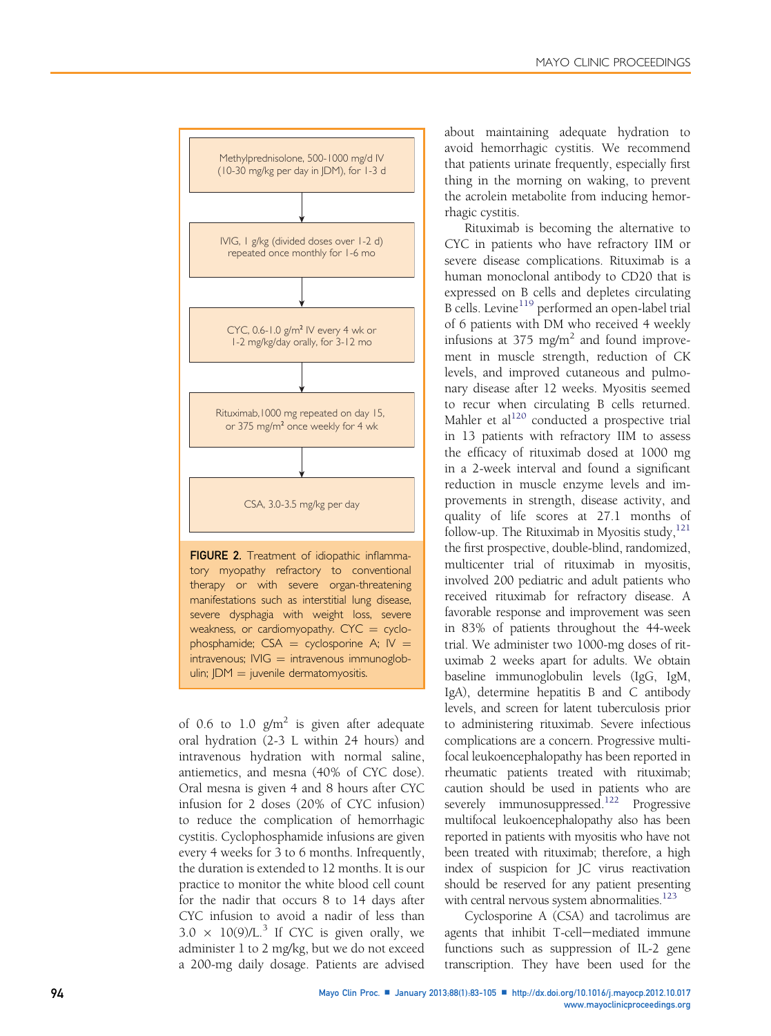Methylprednisolone, 500-1000 mg/d IV (10-30 mg/kg per day in JDM), for 1-3 d

↓

IVIG, 1 g/kg (divided doses over 1-2 d) repeated once monthly for 1-6 mo

↓

CYC, 0.6-1.0 g/m² IV every 4 wk or 1-2 mg/kg/day orally, for 3-12 mo

↓

Rituximab, 1000 mg repeated on day 15, or 375 mg/m² once weekly for 4 wk

↓

CSA, 3.0-3.5 mg/kg per day

**FIGURE 2.** Treatment of idiopathic inflammatory myopathy refractory to conventional therapy or with severe organ-threatening manifestations such as interstitial lung disease, severe dysphagia with weight loss, severe weakness, or cardiomyopathy. CYC = cyclophosphamide; CSA = cyclosporine A; IV = intravenous; IVIG = intravenous immunoglobulin; JDM = juvenile dermatomyositis.

of 0.6 to 1.0 $g/m^2$ is given after adequate oral hydration (2-3 L within 24 hours) and intravenous hydration with normal saline, antiemetics, and mesna (40% of CYC dose). Oral mesna is given 4 and 8 hours after CYC infusion for 2 doses (20% of CYC infusion) to reduce the complication of hemorrhagic cystitis. Cyclophosphamide infusions are given every 4 weeks for 3 to 6 months. Infrequently, the duration is extended to 12 months. It is our practice to monitor the white blood cell count for the nadir that occurs 8 to 14 days after CYC infusion to avoid a nadir of less than $3.0 \times 10(9)/L$.[3] If CYC is given orally, we administer 1 to 2 mg/kg, but we do not exceed a 200-mg daily dosage. Patients are advised about maintaining adequate hydration to avoid hemorrhagic cystitis. We recommend that patients urinate frequently, especially first thing in the morning on waking, to prevent the acrolein metabolite from inducing hemorrhagic cystitis.

Rituximab is becoming the alternative to CYC in patients who have refractory IIM or severe disease complications. Rituximab is a human monoclonal antibody to CD20 that is expressed on B cells and depletes circulating B cells. Levine[119] performed an open-label trial of 6 patients with DM who received 4 weekly infusions at 375 $mg/m^2$ and found improvement in muscle strength, reduction of CK levels, and improved cutaneous and pulmonary disease after 12 weeks. Myositis seemed to recur when circulating B cells returned. Mahler et al[120] conducted a prospective trial in 13 patients with refractory IIM to assess the efficacy of rituximab dosed at 1000 mg in a 2-week interval and found a significant reduction in muscle enzyme levels and improvements in strength, disease activity, and quality of life scores at 27.1 months of follow-up. The Rituximab in Myositis study,[121] the first prospective, double-blind, randomized, multicenter trial of rituximab in myositis, involved 200 pediatric and adult patients who received rituximab for refractory disease. A favorable response and improvement was seen in 83% of patients throughout the 44-week trial. We administer two 1000-mg doses of rituximab 2 weeks apart for adults. We obtain baseline immunoglobulin levels (IgG, IgM, IgA), determine hepatitis B and C antibody levels, and screen for latent tuberculosis prior to administering rituximab. Severe infectious complications are a concern. Progressive multifocal leukoencephalopathy has been reported in rheumatic patients treated with rituximab; caution should be used in patients who are severely immunosuppressed.[122] Progressive multifocal leukoencephalopathy also has been reported in patients with myositis who have not been treated with rituximab; therefore, a high index of suspicion for JC virus reactivation should be reserved for any patient presenting with central nervous system abnormalities.[123]

Cyclosporine A (CSA) and tacrolimus are agents that inhibit T-cell–mediated immune functions such as suppression of IL-2 gene transcription. They have been used for the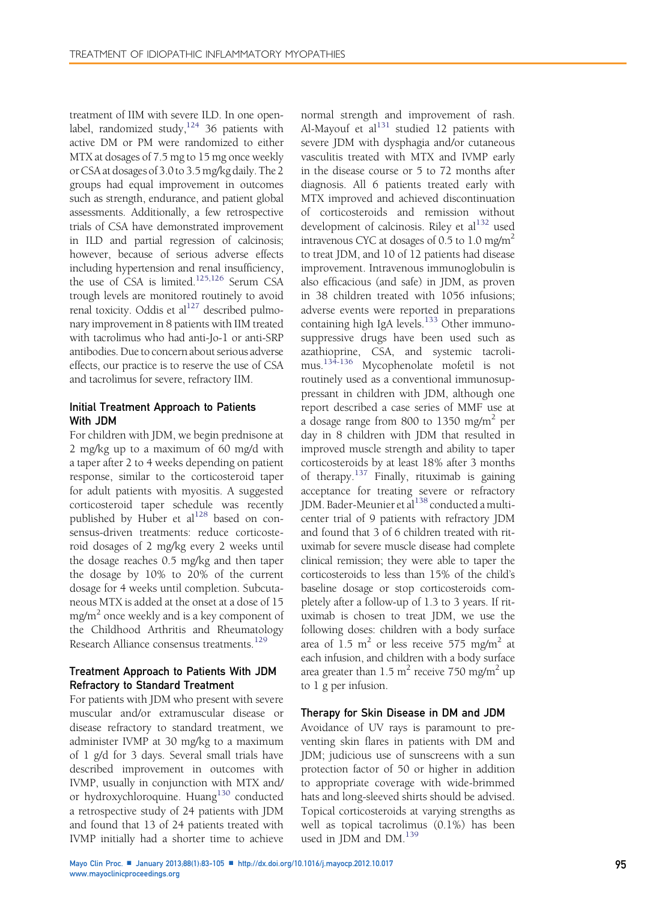treatment of IIM with severe ILD. In one open-label, randomized study,[124] 36 patients with active DM or PM were randomized to either MTX at dosages of 7.5 mg to 15 mg once weekly or CSA at dosages of 3.0 to 3.5 mg/kg daily. The 2 groups had equal improvement in outcomes such as strength, endurance, and patient global assessments. Additionally, a few retrospective trials of CSA have demonstrated improvement in ILD and partial regression of calcinosis; however, because of serious adverse effects including hypertension and renal insufficiency, the use of CSA is limited.[125,126] Serum CSA trough levels are monitored routinely to avoid renal toxicity. Oddis et al[127] described pulmonary improvement in 8 patients with IIM treated with tacrolimus who had anti-Jo-1 or anti-SRP antibodies. Due to concern about serious adverse effects, our practice is to reserve the use of CSA and tacrolimus for severe, refractory IIM.

### Initial Treatment Approach to Patients With JDM

For children with JDM, we begin prednisone at 2 mg/kg up to a maximum of 60 mg/d with a taper after 2 to 4 weeks depending on patient response, similar to the corticosteroid taper for adult patients with myositis. A suggested corticosteroid taper schedule was recently published by Huber et al[128] based on consensus-driven treatments: reduce corticosteroid dosages of 2 mg/kg every 2 weeks until the dosage reaches 0.5 mg/kg and then taper the dosage by 10% to 20% of the current dosage for 4 weeks until completion. Subcutaneous MTX is added at the onset at a dose of 15 mg/m$^2$ once weekly and is a key component of the Childhood Arthritis and Rheumatology Research Alliance consensus treatments.[129]

### Treatment Approach to Patients With JDM Refractory to Standard Treatment

For patients with JDM who present with severe muscular and/or extramuscular disease or disease refractory to standard treatment, we administer IVMP at 30 mg/kg to a maximum of 1 g/d for 3 days. Several small trials have described improvement in outcomes with IVMP, usually in conjunction with MTX and/or hydroxychloroquine. Huang[130] conducted a retrospective study of 24 patients with JDM and found that 13 of 24 patients treated with IVMP initially had a shorter time to achieve normal strength and improvement of rash. Al-Mayouf et al[131] studied 12 patients with severe JDM with dysphagia and/or cutaneous vasculitis treated with MTX and IVMP early in the disease course or 5 to 72 months after diagnosis. All 6 patients treated early with MTX improved and achieved discontinuation of corticosteroids and remission without development of calcinosis. Riley et al[132] used intravenous CYC at dosages of 0.5 to 1.0 mg/m$^2$ to treat JDM, and 10 of 12 patients had disease improvement. Intravenous immunoglobulin is also efficacious (and safe) in JDM, as proven in 38 children treated with 1056 infusions; adverse events were reported in preparations containing high IgA levels.[133] Other immunosuppressive drugs have been used such as azathioprine, CSA, and systemic tacrolimus.[134-136] Mycophenolate mofetil is not routinely used as a conventional immunosuppressant in children with JDM, although one report described a case series of MMF use at a dosage range from 800 to 1350 mg/m$^2$ per day in 8 children with JDM that resulted in improved muscle strength and ability to taper corticosteroids by at least 18% after 3 months of therapy.[137] Finally, rituximab is gaining acceptance for treating severe or refractory JDM. Bader-Meunier et al[138] conducted a multicenter trial of 9 patients with refractory JDM and found that 3 of 6 children treated with rituximab for severe muscle disease had complete clinical remission; they were able to taper the corticosteroids to less than 15% of the child's baseline dosage or stop corticosteroids completely after a follow-up of 1.3 to 3 years. If rituximab is chosen to treat JDM, we use the following doses: children with a body surface area of 1.5 m$^2$ or less receive 575 mg/m$^2$ at each infusion, and children with a body surface area greater than 1.5 m$^2$ receive 750 mg/m$^2$ up to 1 g per infusion.

### Therapy for Skin Disease in DM and JDM

Avoidance of UV rays is paramount to preventing skin flares in patients with DM and JDM; judicious use of sunscreens with a sun protection factor of 50 or higher in addition to appropriate coverage with wide-brimmed hats and long-sleeved shirts should be advised. Topical corticosteroids at varying strengths as well as topical tacrolimus (0.1%) has been used in JDM and DM.[139]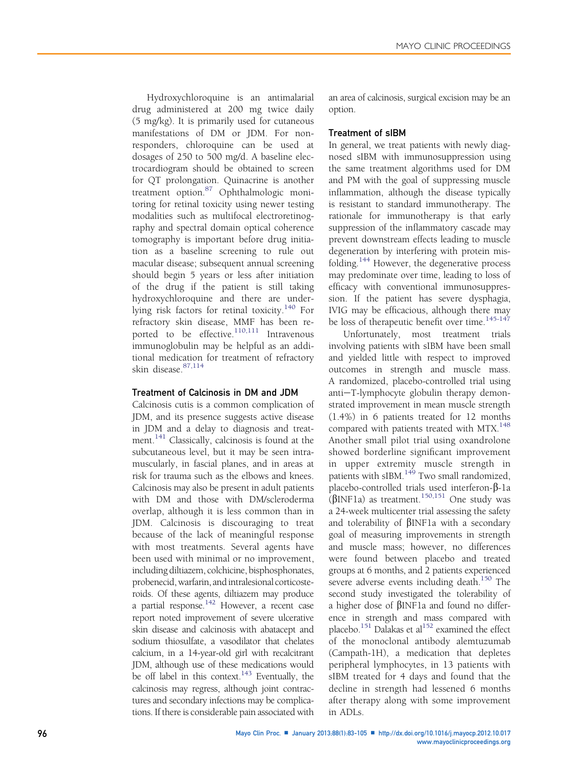Hydroxychloroquine is an antimalarial drug administered at 200 mg twice daily (5 mg/kg). It is primarily used for cutaneous manifestations of DM or JDM. For nonresponders, chloroquine can be used at dosages of 250 to 500 mg/d. A baseline electrocardiogram should be obtained to screen for QT prolongation. Quinacrine is another treatment option.[87] Ophthalmologic monitoring for retinal toxicity using newer testing modalities such as multifocal electroretinography and spectral domain optical coherence tomography is important before drug initiation as a baseline screening to rule out macular disease; subsequent annual screening should begin 5 years or less after initiation of the drug if the patient is still taking hydroxychloroquine and there are underlying risk factors for retinal toxicity.[140] For refractory skin disease, MMF has been reported to be effective.[110,111] Intravenous immunoglobulin may be helpful as an additional medication for treatment of refractory skin disease.[87,114]

### Treatment of Calcinosis in DM and JDM

Calcinosis cutis is a common complication of JDM, and its presence suggests active disease in JDM and a delay to diagnosis and treatment.[141] Classically, calcinosis is found at the subcutaneous level, but it may be seen intramuscularly, in fascial planes, and in areas at risk for trauma such as the elbows and knees. Calcinosis may also be present in adult patients with DM and those with DM/scleroderma overlap, although it is less common than in JDM. Calcinosis is discouraging to treat because of the lack of meaningful response with most treatments. Several agents have been used with minimal or no improvement, including diltiazem, colchicine, bisphosphonates, probenecid, warfarin, and intralesional corticosteroids. Of these agents, diltiazem may produce a partial response.[142] However, a recent case report noted improvement of severe ulcerative skin disease and calcinosis with abatacept and sodium thiosulfate, a vasodilator that chelates calcium, in a 14-year-old girl with recalcitrant JDM, although use of these medications would be off label in this context.[143] Eventually, the calcinosis may regress, although joint contractures and secondary infections may be complications. If there is considerable pain associated with an area of calcinosis, surgical excision may be an option.

### Treatment of sIBM

In general, we treat patients with newly diagnosed sIBM with immunosuppression using the same treatment algorithms used for DM and PM with the goal of suppressing muscle inflammation, although the disease typically is resistant to standard immunotherapy. The rationale for immunotherapy is that early suppression of the inflammatory cascade may prevent downstream effects leading to muscle degeneration by interfering with protein misfolding.[144] However, the degenerative process may predominate over time, leading to loss of efficacy with conventional immunosuppression. If the patient has severe dysphagia, IVIG may be efficacious, although there may be loss of therapeutic benefit over time.[145-147]

Unfortunately, most treatment trials involving patients with sIBM have been small and yielded little with respect to improved outcomes in strength and muscle mass. A randomized, placebo-controlled trial using anti–T-lymphocyte globulin therapy demonstrated improvement in mean muscle strength (1.4%) in 6 patients treated for 12 months compared with patients treated with MTX.[148] Another small pilot trial using oxandrolone showed borderline significant improvement in upper extremity muscle strength in patients with sIBM.[149] Two small randomized, placebo-controlled trials used interferon-β-1a (βINF1a) as treatment.[150,151] One study was a 24-week multicenter trial assessing the safety and tolerability of βINF1a with a secondary goal of measuring improvements in strength and muscle mass; however, no differences were found between placebo and treated groups at 6 months, and 2 patients experienced severe adverse events including death.[150] The second study investigated the tolerability of a higher dose of βINF1a and found no difference in strength and mass compared with placebo.[151] Dalakas et al[152] examined the effect of the monoclonal antibody alemtuzumab (Campath-1H), a medication that depletes peripheral lymphocytes, in 13 patients with sIBM treated for 4 days and found that the decline in strength had lessened 6 months after therapy along with some improvement in ADLs.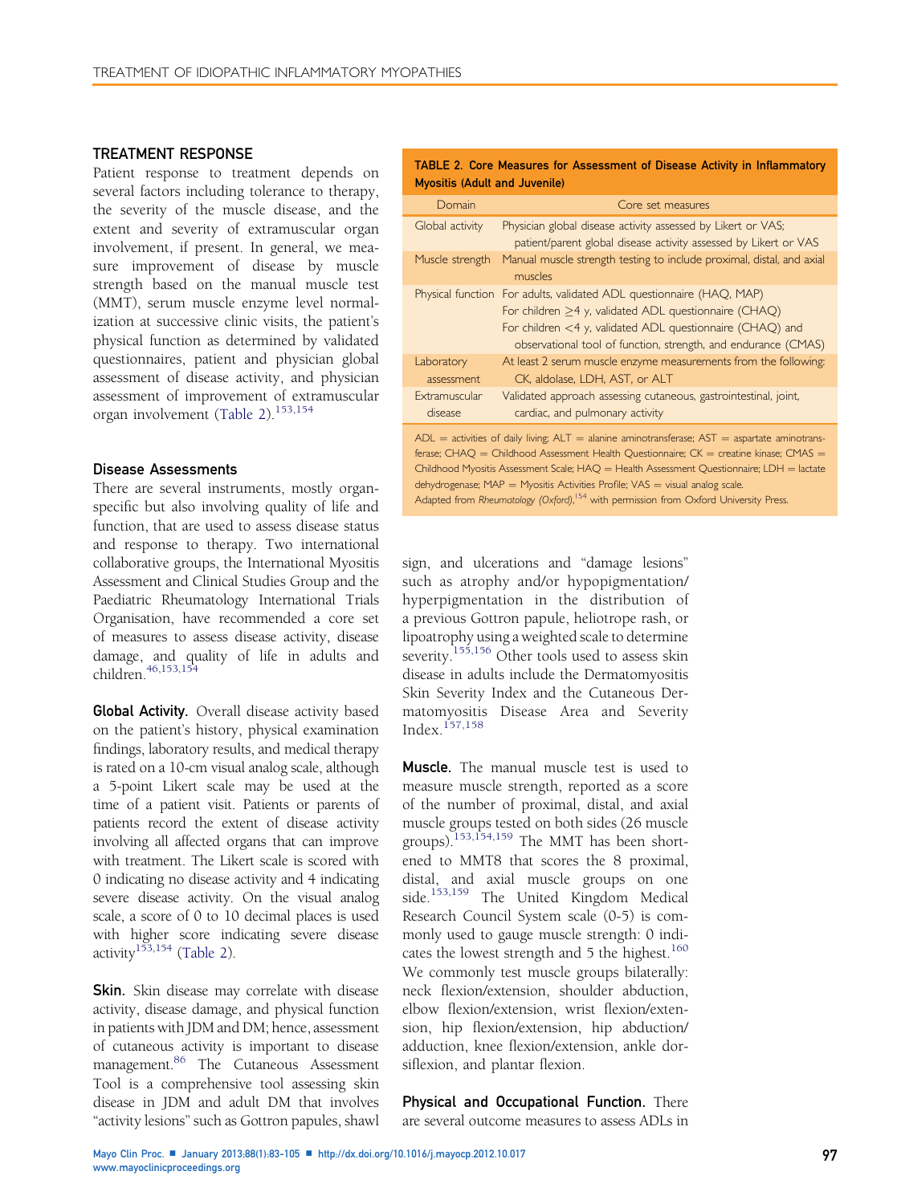## TREATMENT RESPONSE

Patient response to treatment depends on several factors including tolerance to therapy, the severity of the muscle disease, and the extent and severity of extramuscular organ involvement, if present. In general, we measure improvement of disease by muscle strength based on the manual muscle test (MMT), serum muscle enzyme level normalization at successive clinic visits, the patient's physical function as determined by validated questionnaires, patient and physician global assessment of disease activity, and physician assessment of improvement of extramuscular organ involvement (Table 2).[153,154]

**TABLE 2. Core Measures for Assessment of Disease Activity in Inflammatory Myositis (Adult and Juvenile)**

| Domain | Core set measures |
|---|---|
| Global activity | Physician global disease activity assessed by Likert or VAS; patient/parent global disease activity assessed by Likert or VAS |
| Muscle strength | Manual muscle strength testing to include proximal, distal, and axial muscles |
| Physical function | For adults, validated ADL questionnaire (HAQ, MAP)<br>For children ≥4 y, validated ADL questionnaire (CHAQ)<br>For children <4 y, validated ADL questionnaire (CHAQ) and observational tool of function, strength, and endurance (CMAS) |
| Laboratory assessment | At least 2 serum muscle enzyme measurements from the following: CK, aldolase, LDH, AST, or ALT |
| Extramuscular disease | Validated approach assessing cutaneous, gastrointestinal, joint, cardiac, and pulmonary activity |

ADL = activities of daily living; ALT = alanine aminotransferase; AST = aspartate aminotransferase; CHAQ = Childhood Assessment Health Questionnaire; CK = creatine kinase; CMAS = Childhood Myositis Assessment Scale; HAQ = Health Assessment Questionnaire; LDH = lactate dehydrogenase; MAP = Myositis Activities Profile; VAS = visual analog scale.
Adapted from *Rheumatology (Oxford)*,[154] with permission from Oxford University Press.

### Disease Assessments

There are several instruments, mostly organ-specific but also involving quality of life and function, that are used to assess disease status and response to therapy. Two international collaborative groups, the International Myositis Assessment and Clinical Studies Group and the Paediatric Rheumatology International Trials Organisation, have recommended a core set of measures to assess disease activity, disease damage, and quality of life in adults and children.[46,153,154]

**Global Activity.** Overall disease activity based on the patient's history, physical examination findings, laboratory results, and medical therapy is rated on a 10-cm visual analog scale, although a 5-point Likert scale may be used at the time of a patient visit. Patients or parents of patients record the extent of disease activity involving all affected organs that can improve with treatment. The Likert scale is scored with 0 indicating no disease activity and 4 indicating severe disease activity. On the visual analog scale, a score of 0 to 10 decimal places is used with higher score indicating severe disease activity[153,154] (Table 2).

**Skin.** Skin disease may correlate with disease activity, disease damage, and physical function in patients with JDM and DM; hence, assessment of cutaneous activity is important to disease management.[86] The Cutaneous Assessment Tool is a comprehensive tool assessing skin disease in JDM and adult DM that involves "activity lesions" such as Gottron papules, shawl sign, and ulcerations and "damage lesions" such as atrophy and/or hypopigmentation/hyperpigmentation in the distribution of a previous Gottron papule, heliotrope rash, or lipoatrophy using a weighted scale to determine severity.[155,156] Other tools used to assess skin disease in adults include the Dermatomyositis Skin Severity Index and the Cutaneous Dermatomyositis Disease Area and Severity Index.[157,158]

**Muscle.** The manual muscle test is used to measure muscle strength, reported as a score of the number of proximal, distal, and axial muscle groups tested on both sides (26 muscle groups).[153,154,159] The MMT has been shortened to MMT8 that scores the 8 proximal, distal, and axial muscle groups on one side.[153,159] The United Kingdom Medical Research Council System scale (0-5) is commonly used to gauge muscle strength: 0 indicates the lowest strength and 5 the highest.[160] We commonly test muscle groups bilaterally: neck flexion/extension, shoulder abduction, elbow flexion/extension, wrist flexion/extension, hip flexion/extension, hip abduction/adduction, knee flexion/extension, ankle dorsiflexion, and plantar flexion.

**Physical and Occupational Function.** There are several outcome measures to assess ADLs in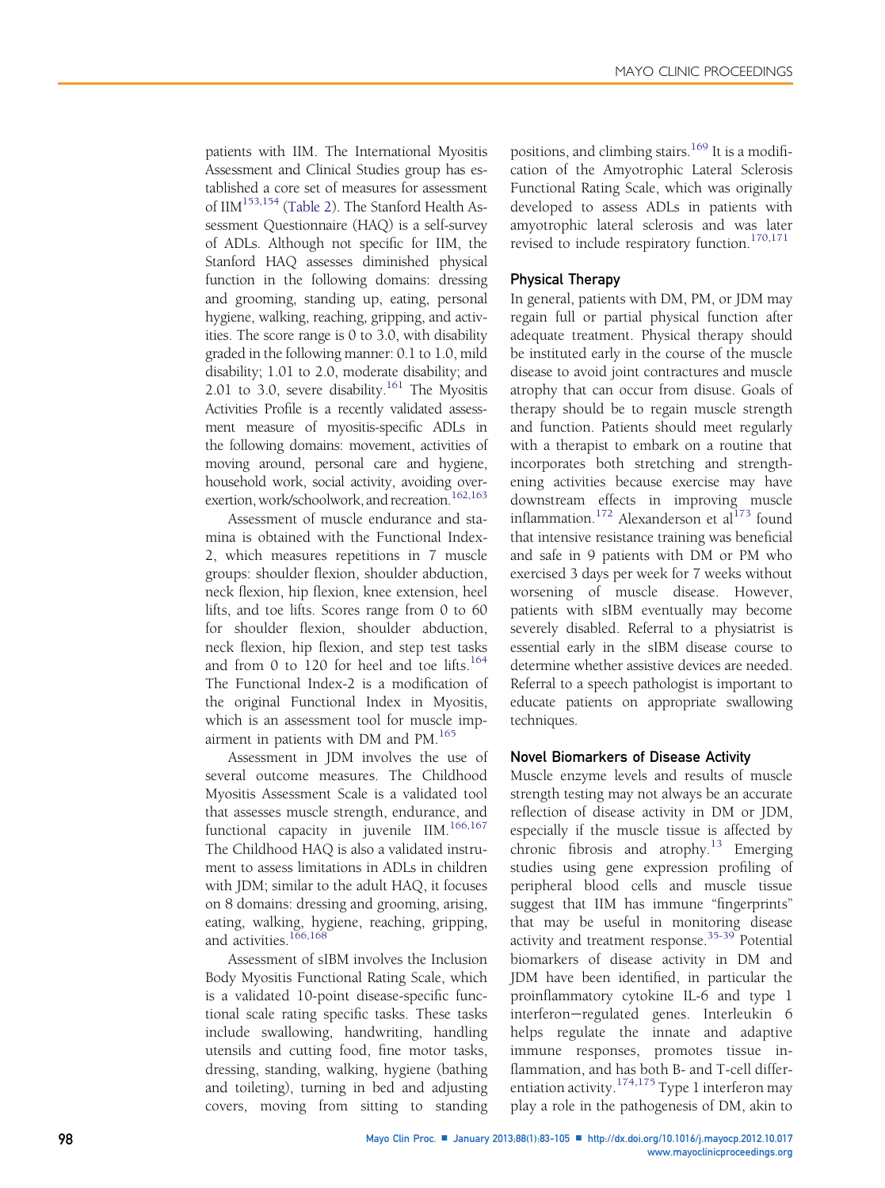patients with IIM. The International Myositis Assessment and Clinical Studies group has established a core set of measures for assessment of IIM[153,154] (Table 2). The Stanford Health Assessment Questionnaire (HAQ) is a self-survey of ADLs. Although not specific for IIM, the Stanford HAQ assesses diminished physical function in the following domains: dressing and grooming, standing up, eating, personal hygiene, walking, reaching, gripping, and activities. The score range is 0 to 3.0, with disability graded in the following manner: 0.1 to 1.0, mild disability; 1.01 to 2.0, moderate disability; and 2.01 to 3.0, severe disability.[161] The Myositis Activities Profile is a recently validated assessment measure of myositis-specific ADLs in the following domains: movement, activities of moving around, personal care and hygiene, household work, social activity, avoiding overexertion, work/schoolwork, and recreation.[162,163]

Assessment of muscle endurance and stamina is obtained with the Functional Index-2, which measures repetitions in 7 muscle groups: shoulder flexion, shoulder abduction, neck flexion, hip flexion, knee extension, heel lifts, and toe lifts. Scores range from 0 to 60 for shoulder flexion, shoulder abduction, neck flexion, hip flexion, and step test tasks and from 0 to 120 for heel and toe lifts.[164] The Functional Index-2 is a modification of the original Functional Index in Myositis, which is an assessment tool for muscle impairment in patients with DM and PM.[165]

Assessment in JDM involves the use of several outcome measures. The Childhood Myositis Assessment Scale is a validated tool that assesses muscle strength, endurance, and functional capacity in juvenile IIM.[166,167] The Childhood HAQ is also a validated instrument to assess limitations in ADLs in children with JDM; similar to the adult HAQ, it focuses on 8 domains: dressing and grooming, arising, eating, walking, hygiene, reaching, gripping, and activities.[166,168]

Assessment of sIBM involves the Inclusion Body Myositis Functional Rating Scale, which is a validated 10-point disease-specific functional scale rating specific tasks. These tasks include swallowing, handwriting, handling utensils and cutting food, fine motor tasks, dressing, standing, walking, hygiene (bathing and toileting), turning in bed and adjusting covers, moving from sitting to standing positions, and climbing stairs.[169] It is a modification of the Amyotrophic Lateral Sclerosis Functional Rating Scale, which was originally developed to assess ADLs in patients with amyotrophic lateral sclerosis and was later revised to include respiratory function.[170,171]

### Physical Therapy

In general, patients with DM, PM, or JDM may regain full or partial physical function after adequate treatment. Physical therapy should be instituted early in the course of the muscle disease to avoid joint contractures and muscle atrophy that can occur from disuse. Goals of therapy should be to regain muscle strength and function. Patients should meet regularly with a therapist to embark on a routine that incorporates both stretching and strengthening activities because exercise may have downstream effects in improving muscle inflammation.[172] Alexanderson et al[173] found that intensive resistance training was beneficial and safe in 9 patients with DM or PM who exercised 3 days per week for 7 weeks without worsening of muscle disease. However, patients with sIBM eventually may become severely disabled. Referral to a physiatrist is essential early in the sIBM disease course to determine whether assistive devices are needed. Referral to a speech pathologist is important to educate patients on appropriate swallowing techniques.

### Novel Biomarkers of Disease Activity

Muscle enzyme levels and results of muscle strength testing may not always be an accurate reflection of disease activity in DM or JDM, especially if the muscle tissue is affected by chronic fibrosis and atrophy.[13] Emerging studies using gene expression profiling of peripheral blood cells and muscle tissue suggest that IIM has immune "fingerprints" that may be useful in monitoring disease activity and treatment response.[35-39] Potential biomarkers of disease activity in DM and JDM have been identified, in particular the proinflammatory cytokine IL-6 and type 1 interferon−regulated genes. Interleukin 6 helps regulate the innate and adaptive immune responses, promotes tissue inflammation, and has both B- and T-cell differentiation activity.[174,175] Type 1 interferon may play a role in the pathogenesis of DM, akin to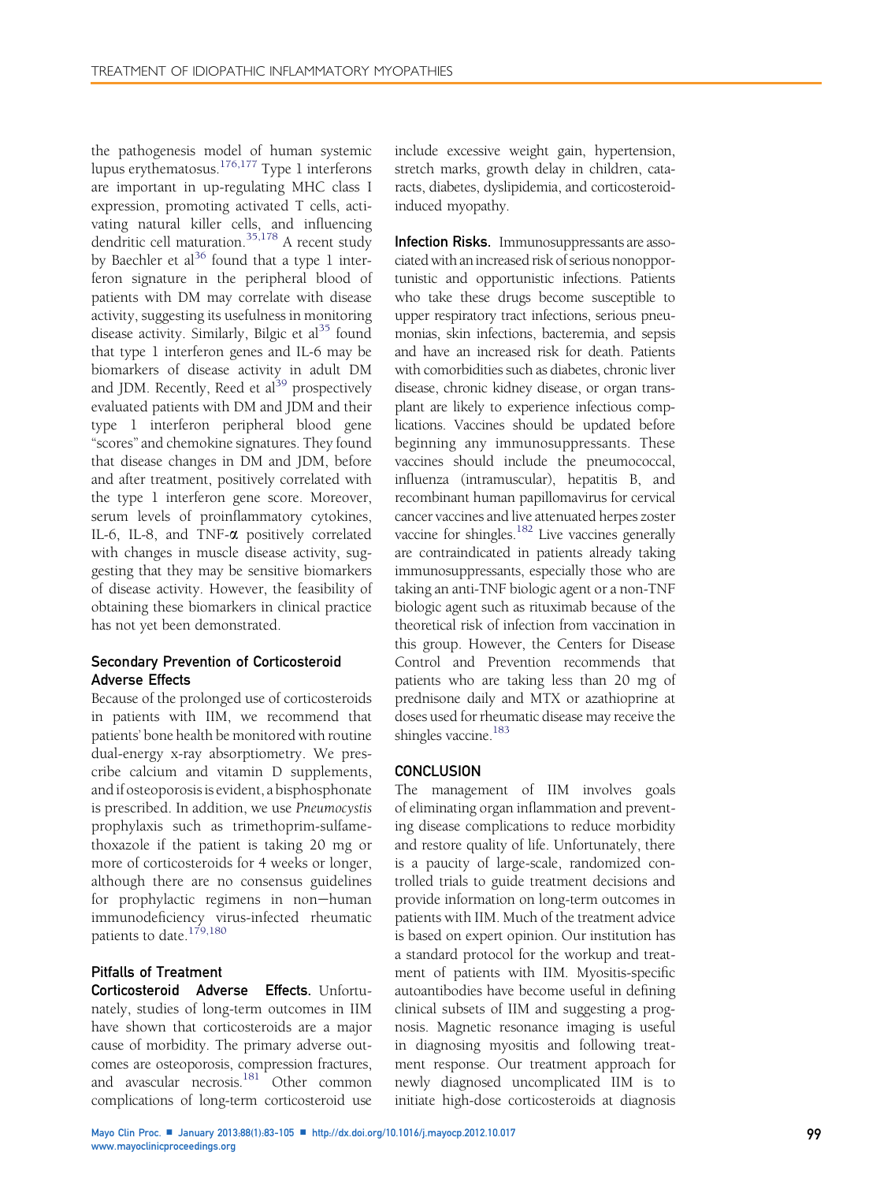the pathogenesis model of human systemic lupus erythematosus.[176,177] Type 1 interferons are important in up-regulating MHC class I expression, promoting activated T cells, activating natural killer cells, and influencing dendritic cell maturation.[35,178] A recent study by Baechler et al[36] found that a type 1 interferon signature in the peripheral blood of patients with DM may correlate with disease activity, suggesting its usefulness in monitoring disease activity. Similarly, Bilgic et al[35] found that type 1 interferon genes and IL-6 may be biomarkers of disease activity in adult DM and JDM. Recently, Reed et al[39] prospectively evaluated patients with DM and JDM and their type 1 interferon peripheral blood gene "scores" and chemokine signatures. They found that disease changes in DM and JDM, before and after treatment, positively correlated with the type 1 interferon gene score. Moreover, serum levels of proinflammatory cytokines, IL-6, IL-8, and TNF-$\alpha$ positively correlated with changes in muscle disease activity, suggesting that they may be sensitive biomarkers of disease activity. However, the feasibility of obtaining these biomarkers in clinical practice has not yet been demonstrated.

### Secondary Prevention of Corticosteroid Adverse Effects

Because of the prolonged use of corticosteroids in patients with IIM, we recommend that patients' bone health be monitored with routine dual-energy x-ray absorptiometry. We prescribe calcium and vitamin D supplements, and if osteoporosis is evident, a bisphosphonate is prescribed. In addition, we use *Pneumocystis* prophylaxis such as trimethoprim-sulfamethoxazole if the patient is taking 20 mg or more of corticosteroids for 4 weeks or longer, although there are no consensus guidelines for prophylactic regimens in non–human immunodeficiency virus-infected rheumatic patients to date.[179,180]

### Pitfalls of Treatment

**Corticosteroid Adverse Effects.** Unfortunately, studies of long-term outcomes in IIM have shown that corticosteroids are a major cause of morbidity. The primary adverse outcomes are osteoporosis, compression fractures, and avascular necrosis.[181] Other common complications of long-term corticosteroid use include excessive weight gain, hypertension, stretch marks, growth delay in children, cataracts, diabetes, dyslipidemia, and corticosteroid-induced myopathy.

**Infection Risks.** Immunosuppressants are associated with an increased risk of serious nonopportunistic and opportunistic infections. Patients who take these drugs become susceptible to upper respiratory tract infections, serious pneumonias, skin infections, bacteremia, and sepsis and have an increased risk for death. Patients with comorbidities such as diabetes, chronic liver disease, chronic kidney disease, or organ transplant are likely to experience infectious complications. Vaccines should be updated before beginning any immunosuppressants. These vaccines should include the pneumococcal, influenza (intramuscular), hepatitis B, and recombinant human papillomavirus for cervical cancer vaccines and live attenuated herpes zoster vaccine for shingles.[182] Live vaccines generally are contraindicated in patients already taking immunosuppressants, especially those who are taking an anti-TNF biologic agent or a non-TNF biologic agent such as rituximab because of the theoretical risk of infection from vaccination in this group. However, the Centers for Disease Control and Prevention recommends that patients who are taking less than 20 mg of prednisone daily and MTX or azathioprine at doses used for rheumatic disease may receive the shingles vaccine.[183]

## CONCLUSION

The management of IIM involves goals of eliminating organ inflammation and preventing disease complications to reduce morbidity and restore quality of life. Unfortunately, there is a paucity of large-scale, randomized controlled trials to guide treatment decisions and provide information on long-term outcomes in patients with IIM. Much of the treatment advice is based on expert opinion. Our institution has a standard protocol for the workup and treatment of patients with IIM. Myositis-specific autoantibodies have become useful in defining clinical subsets of IIM and suggesting a prognosis. Magnetic resonance imaging is useful in diagnosing myositis and following treatment response. Our treatment approach for newly diagnosed uncomplicated IIM is to initiate high-dose corticosteroids at diagnosis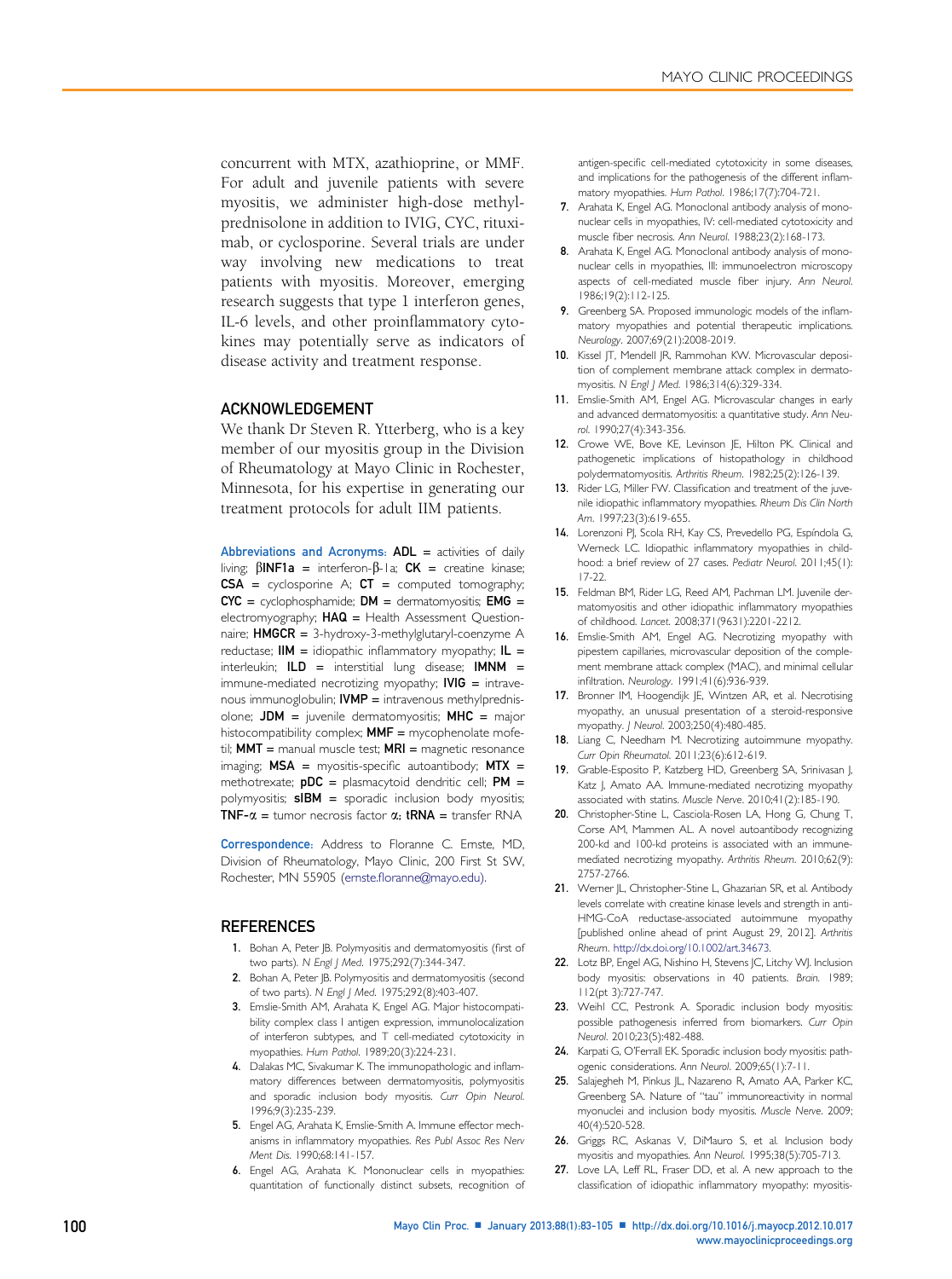concurrent with MTX, azathioprine, or MMF. For adult and juvenile patients with severe myositis, we administer high-dose methylprednisolone in addition to IVIG, CYC, rituximab, or cyclosporine. Several trials are under way involving new medications to treat patients with myositis. Moreover, emerging research suggests that type 1 interferon genes, IL-6 levels, and other proinflammatory cytokines may potentially serve as indicators of disease activity and treatment response.

## ACKNOWLEDGEMENT

We thank Dr Steven R. Ytterberg, who is a key member of our myositis group in the Division of Rheumatology at Mayo Clinic in Rochester, Minnesota, for his expertise in generating our treatment protocols for adult IIM patients.

**Abbreviations and Acronyms:** **ADL** = activities of daily living; **βINF1a** = interferon-β-1a; **CK** = creatine kinase; **CSA** = cyclosporine A; **CT** = computed tomography; **CYC** = cyclophosphamide; **DM** = dermatomyositis; **EMG** = electromyography; **HAQ** = Health Assessment Questionnaire; **HMGCR** = 3-hydroxy-3-methylglutaryl-coenzyme A reductase; **IIM** = idiopathic inflammatory myopathy; **IL** = interleukin; **ILD** = interstitial lung disease; **IMNM** = immune-mediated necrotizing myopathy; **IVIG** = intravenous immunoglobulin; **IVMP** = intravenous methylprednisolone; **JDM** = juvenile dermatomyositis; **MHC** = major histocompatibility complex; **MMF** = mycophenolate mofetil; **MMT** = manual muscle test; **MRI** = magnetic resonance imaging; **MSA** = myositis-specific autoantibody; **MTX** = methotrexate; **pDC** = plasmacytoid dendritic cell; **PM** = polymyositis; **sIBM** = sporadic inclusion body myositis; **TNF-α** = tumor necrosis factor α; **tRNA** = transfer RNA

**Correspondence:** Address to Floranne C. Ernste, MD, Division of Rheumatology, Mayo Clinic, 200 First St SW, Rochester, MN 55905 (ernste.floranne@mayo.edu).

## REFERENCES

1. Bohan A, Peter JB. Polymyositis and dermatomyositis (first of two parts). *N Engl J Med*. 1975;292(7):344-347.
2. Bohan A, Peter JB. Polymyositis and dermatomyositis (second of two parts). *N Engl J Med*. 1975;292(8):403-407.
3. Emslie-Smith AM, Arahata K, Engel AG. Major histocompatibility complex class I antigen expression, immunolocalization of interferon subtypes, and T cell-mediated cytotoxicity in myopathies. *Hum Pathol*. 1989;20(3):224-231.
4. Dalakas MC, Sivakumar K. The immunopathologic and inflammatory differences between dermatomyositis, polymyositis and sporadic inclusion body myositis. *Curr Opin Neurol*. 1996;9(3):235-239.
5. Engel AG, Arahata K, Emslie-Smith A. Immune effector mechanisms in inflammatory myopathies. *Res Publ Assoc Res Nerv Ment Dis*. 1990;68:141-157.
6. Engel AG, Arahata K. Mononuclear cells in myopathies: quantitation of functionally distinct subsets, recognition of antigen-specific cell-mediated cytotoxicity in some diseases, and implications for the pathogenesis of the different inflammatory myopathies. *Hum Pathol*. 1986;17(7):704-721.
7. Arahata K, Engel AG. Monoclonal antibody analysis of mononuclear cells in myopathies, IV: cell-mediated cytotoxicity and muscle fiber necrosis. *Ann Neurol*. 1988;23(2):168-173.
8. Arahata K, Engel AG. Monoclonal antibody analysis of mononuclear cells in myopathies, III: immunoelectron microscopy aspects of cell-mediated muscle fiber injury. *Ann Neurol*. 1986;19(2):112-125.
9. Greenberg SA. Proposed immunologic models of the inflammatory myopathies and potential therapeutic implications. *Neurology*. 2007;69(21):2008-2019.
10. Kissel JT, Mendell JR, Rammohan KW. Microvascular deposition of complement membrane attack complex in dermatomyositis. *N Engl J Med*. 1986;314(6):329-334.
11. Emslie-Smith AM, Engel AG. Microvascular changes in early and advanced dermatomyositis: a quantitative study. *Ann Neurol*. 1990;27(4):343-356.
12. Crowe WE, Bove KE, Levinson JE, Hilton PK. Clinical and pathogenetic implications of histopathology in childhood polydermatomyositis. *Arthritis Rheum*. 1982;25(2):126-139.
13. Rider LG, Miller FW. Classification and treatment of the juvenile idiopathic inflammatory myopathies. *Rheum Dis Clin North Am*. 1997;23(3):619-655.
14. Lorenzoni PJ, Scola RH, Kay CS, Prevedello PG, Espíndola G, Werneck LC. Idiopathic inflammatory myopathies in childhood: a brief review of 27 cases. *Pediatr Neurol*. 2011;45(1):17-22.
15. Feldman BM, Rider LG, Reed AM, Pachman LM. Juvenile dermatomyositis and other idiopathic inflammatory myopathies of childhood. *Lancet*. 2008;371(9631):2201-2212.
16. Emslie-Smith AM, Engel AG. Necrotizing myopathy with pipestem capillaries, microvascular deposition of the complement membrane attack complex (MAC), and minimal cellular infiltration. *Neurology*. 1991;41(6):936-939.
17. Bronner IM, Hoogendijk JE, Wintzen AR, et al. Necrotising myopathy, an unusual presentation of a steroid-responsive myopathy. *J Neurol*. 2003;250(4):480-485.
18. Liang C, Needham M. Necrotizing autoimmune myopathy. *Curr Opin Rheumatol*. 2011;23(6):612-619.
19. Grable-Esposito P, Katzberg HD, Greenberg SA, Srinivasan J, Katz J, Amato AA. Immune-mediated necrotizing myopathy associated with statins. *Muscle Nerve*. 2010;41(2):185-190.
20. Christopher-Stine L, Casciola-Rosen LA, Hong G, Chung T, Corse AM, Mammen AL. A novel autoantibody recognizing 200-kd and 100-kd proteins is associated with an immune-mediated necrotizing myopathy. *Arthritis Rheum*. 2010;62(9):2757-2766.
21. Werner JL, Christopher-Stine L, Ghazarian SR, et al. Antibody levels correlate with creatine kinase levels and strength in anti-HMG-CoA reductase-associated autoimmune myopathy [published online ahead of print August 29, 2012]. *Arthritis Rheum*. http://dx.doi.org/10.1002/art.34673.
22. Lotz BP, Engel AG, Nishino H, Stevens JC, Litchy WJ. Inclusion body myositis: observations in 40 patients. *Brain*. 1989;112(pt 3):727-747.
23. Weihl CC, Pestronk A. Sporadic inclusion body myositis: possible pathogenesis inferred from biomarkers. *Curr Opin Neurol*. 2010;23(5):482-488.
24. Karpati G, O'Ferrall EK. Sporadic inclusion body myositis: pathogenic considerations. *Ann Neurol*. 2009;65(1):7-11.
25. Salajegheh M, Pinkus JL, Nazareno R, Amato AA, Parker KC, Greenberg SA. Nature of "tau" immunoreactivity in normal myonuclei and inclusion body myositis. *Muscle Nerve*. 2009;40(4):520-528.
26. Griggs RC, Askanas V, DiMauro S, et al. Inclusion body myositis and myopathies. *Ann Neurol*. 1995;38(5):705-713.
27. Love LA, Leff RL, Fraser DD, et al. A new approach to the classification of idiopathic inflammatory myopathy: myositis-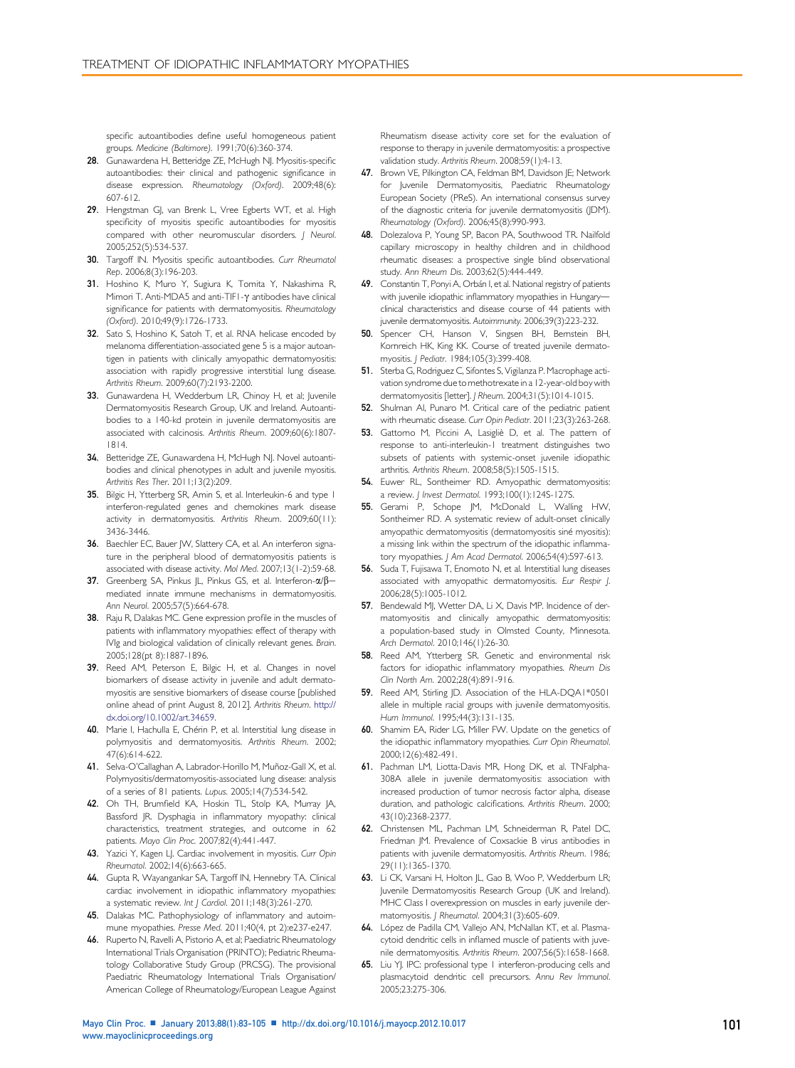specific autoantibodies define useful homogeneous patient groups. *Medicine (Baltimore)*. 1991;70(6):360-374.

28. Gunawardena H, Betteridge ZE, McHugh NJ. Myositis-specific autoantibodies: their clinical and pathogenic significance in disease expression. *Rheumatology (Oxford)*. 2009;48(6): 607-612.
29. Hengstman GJ, van Brenk L, Vree Egberts WT, et al. High specificity of myositis specific autoantibodies for myositis compared with other neuromuscular disorders. *J Neurol*. 2005;252(5):534-537.
30. Targoff IN. Myositis specific autoantibodies. *Curr Rheumatol Rep*. 2006;8(3):196-203.
31. Hoshino K, Muro Y, Sugiura K, Tomita Y, Nakashima R, Mimori T. Anti-MDA5 and anti-TIF1-γ antibodies have clinical significance for patients with dermatomyositis. *Rheumatology (Oxford)*. 2010;49(9):1726-1733.
32. Sato S, Hoshino K, Satoh T, et al. RNA helicase encoded by melanoma differentiation-associated gene 5 is a major autoantigen in patients with clinically amyopathic dermatomyositis: association with rapidly progressive interstitial lung disease. *Arthritis Rheum*. 2009;60(7):2193-2200.
33. Gunawardena H, Wedderburn LR, Chinoy H, et al; Juvenile Dermatomyositis Research Group, UK and Ireland. Autoantibodies to a 140-kd protein in juvenile dermatomyositis are associated with calcinosis. *Arthritis Rheum*. 2009;60(6):1807-1814.
34. Betteridge ZE, Gunawardena H, McHugh NJ. Novel autoantibodies and clinical phenotypes in adult and juvenile myositis. *Arthritis Res Ther*. 2011;13(2):209.
35. Bilgic H, Ytterberg SR, Amin S, et al. Interleukin-6 and type I interferon-regulated genes and chemokines mark disease activity in dermatomyositis. *Arthritis Rheum*. 2009;60(11): 3436-3446.
36. Baechler EC, Bauer JW, Slattery CA, et al. An interferon signature in the peripheral blood of dermatomyositis patients is associated with disease activity. *Mol Med*. 2007;13(1-2):59-68.
37. Greenberg SA, Pinkus JL, Pinkus GS, et al. Interferon-α/β–mediated innate immune mechanisms in dermatomyositis. *Ann Neurol*. 2005;57(5):664-678.
38. Raju R, Dalakas MC. Gene expression profile in the muscles of patients with inflammatory myopathies: effect of therapy with IVIg and biological validation of clinically relevant genes. *Brain*. 2005;128(pt 8):1887-1896.
39. Reed AM, Peterson E, Bilgic H, et al. Changes in novel biomarkers of disease activity in juvenile and adult dermatomyositis are sensitive biomarkers of disease course [published online ahead of print August 8, 2012]. *Arthritis Rheum*. http://dx.doi.org/10.1002/art.34659.
40. Marie I, Hachulla E, Chérin P, et al. Interstitial lung disease in polymyositis and dermatomyositis. *Arthritis Rheum*. 2002; 47(6):614-622.
41. Selva-O'Callaghan A, Labrador-Horillo M, Muñoz-Gall X, et al. Polymyositis/dermatomyositis-associated lung disease: analysis of a series of 81 patients. *Lupus*. 2005;14(7):534-542.
42. Oh TH, Brumfield KA, Hoskin TL, Stolp KA, Murray JA, Bassford JR. Dysphagia in inflammatory myopathy: clinical characteristics, treatment strategies, and outcome in 62 patients. *Mayo Clin Proc*. 2007;82(4):441-447.
43. Yazici Y, Kagen LJ. Cardiac involvement in myositis. *Curr Opin Rheumatol*. 2002;14(6):663-665.
44. Gupta R, Wayangankar SA, Targoff IN, Hennebry TA. Clinical cardiac involvement in idiopathic inflammatory myopathies: a systematic review. *Int J Cardiol*. 2011;148(3):261-270.
45. Dalakas MC. Pathophysiology of inflammatory and autoimmune myopathies. *Presse Med*. 2011;40(4, pt 2):e237-e247.
46. Ruperto N, Ravelli A, Pistorio A, et al; Paediatric Rheumatology International Trials Organisation (PRINTO); Pediatric Rheumatology Collaborative Study Group (PRCSG). The provisional Paediatric Rheumatology International Trials Organisation/American College of Rheumatology/European League Against Rheumatism disease activity core set for the evaluation of response to therapy in juvenile dermatomyositis: a prospective validation study. *Arthritis Rheum*. 2008;59(1):4-13.
47. Brown VE, Pilkington CA, Feldman BM, Davidson JE; Network for Juvenile Dermatomyositis, Paediatric Rheumatology European Society (PReS). An international consensus survey of the diagnostic criteria for juvenile dermatomyositis (JDM). *Rheumatology (Oxford)*. 2006;45(8):990-993.
48. Dolezalova P, Young SP, Bacon PA, Southwood TR. Nailfold capillary microscopy in healthy children and in childhood rheumatic diseases: a prospective single blind observational study. *Ann Rheum Dis*. 2003;62(5):444-449.
49. Constantin T, Ponyi A, Orbán I, et al. National registry of patients with juvenile idiopathic inflammatory myopathies in Hungary—clinical characteristics and disease course of 44 patients with juvenile dermatomyositis. *Autoimmunity*. 2006;39(3):223-232.
50. Spencer CH, Hanson V, Singsen BH, Bernstein BH, Kornreich HK, King KK. Course of treated juvenile dermatomyositis. *J Pediatr*. 1984;105(3):399-408.
51. Sterba G, Rodriguez C, Sifontes S, Vigilanza P. Macrophage activation syndrome due to methotrexate in a 12-year-old boy with dermatomyositis [letter]. *J Rheum*. 2004;31(5):1014-1015.
52. Shulman AI, Punaro M. Critical care of the pediatric patient with rheumatic disease. *Curr Opin Pediatr*. 2011;23(3):263-268.
53. Gattorno M, Piccini A, Lasiglié D, et al. The pattern of response to anti-interleukin-1 treatment distinguishes two subsets of patients with systemic-onset juvenile idiopathic arthritis. *Arthritis Rheum*. 2008;58(5):1505-1515.
54. Euwer RL, Sontheimer RD. Amyopathic dermatomyositis: a review. *J Invest Dermatol*. 1993;100(1):124S-127S.
55. Gerami P, Schope JM, McDonald L, Walling HW, Sontheimer RD. A systematic review of adult-onset clinically amyopathic dermatomyositis (dermatomyositis siné myositis): a missing link within the spectrum of the idiopathic inflammatory myopathies. *J Am Acad Dermatol*. 2006;54(4):597-613.
56. Suda T, Fujisawa T, Enomoto N, et al. Interstitial lung diseases associated with amyopathic dermatomyositis. *Eur Respir J*. 2006;28(5):1005-1012.
57. Bendewald MJ, Wetter DA, Li X, Davis MP. Incidence of dermatomyositis and clinically amyopathic dermatomyositis: a population-based study in Olmsted County, Minnesota. *Arch Dermatol*. 2010;146(1):26-30.
58. Reed AM, Ytterberg SR. Genetic and environmental risk factors for idiopathic inflammatory myopathies. *Rheum Dis Clin North Am*. 2002;28(4):891-916.
59. Reed AM, Stirling JD. Association of the HLA-DQA1*0501 allele in multiple racial groups with juvenile dermatomyositis. *Hum Immunol*. 1995;44(3):131-135.
60. Shamim EA, Rider LG, Miller FW. Update on the genetics of the idiopathic inflammatory myopathies. *Curr Opin Rheumatol*. 2000;12(6):482-491.
61. Pachman LM, Liotta-Davis MR, Hong DK, et al. TNFalpha-308A allele in juvenile dermatomyositis: association with increased production of tumor necrosis factor alpha, disease duration, and pathologic calcifications. *Arthritis Rheum*. 2000; 43(10):2368-2377.
62. Christensen ML, Pachman LM, Schneiderman R, Patel DC, Friedman JM. Prevalence of Coxsackie B virus antibodies in patients with juvenile dermatomyositis. *Arthritis Rheum*. 1986; 29(11):1365-1370.
63. Li CK, Varsani H, Holton JL, Gao B, Woo P, Wedderburn LR; Juvenile Dermatomyositis Research Group (UK and Ireland). MHC Class I overexpression on muscles in early juvenile dermatomyositis. *J Rheumatol*. 2004;31(3):605-609.
64. López de Padilla CM, Vallejo AN, McNallan KT, et al. Plasmacytoid dendritic cells in inflamed muscle of patients with juvenile dermatomyositis. *Arthritis Rheum*. 2007;56(5):1658-1668.
65. Liu YJ. IPC: professional type 1 interferon-producing cells and plasmacytoid dendritic cell precursors. *Annu Rev Immunol*. 2005;23:275-306.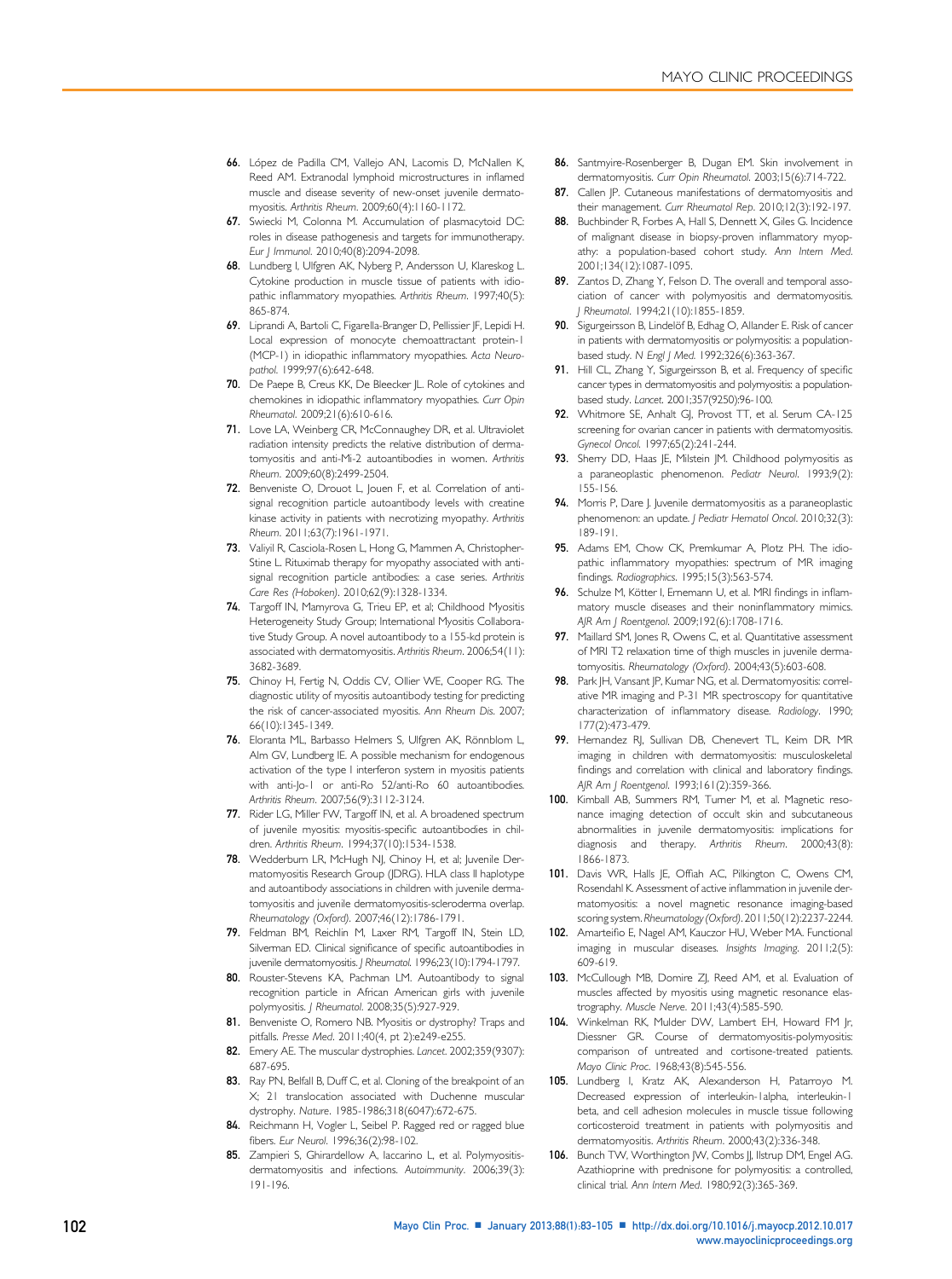66. López de Padilla CM, Vallejo AN, Lacomis D, McNallen K, Reed AM. Extranodal lymphoid microstructures in inflamed muscle and disease severity of new-onset juvenile dermatomyositis. *Arthritis Rheum*. 2009;60(4):1160-1172.
67. Swiecki M, Colonna M. Accumulation of plasmacytoid DC: roles in disease pathogenesis and targets for immunotherapy. *Eur J Immunol*. 2010;40(8):2094-2098.
68. Lundberg I, Ulfgren AK, Nyberg P, Andersson U, Klareskog L. Cytokine production in muscle tissue of patients with idiopathic inflammatory myopathies. *Arthritis Rheum*. 1997;40(5):865-874.
69. Liprandi A, Bartoli C, Figarella-Branger D, Pellissier JF, Lepidi H. Local expression of monocyte chemoattractant protein-1 (MCP-1) in idiopathic inflammatory myopathies. *Acta Neuropathol*. 1999;97(6):642-648.
70. De Paepe B, Creus KK, De Bleecker JL. Role of cytokines and chemokines in idiopathic inflammatory myopathies. *Curr Opin Rheumatol*. 2009;21(6):610-616.
71. Love LA, Weinberg CR, McConnaughey DR, et al. Ultraviolet radiation intensity predicts the relative distribution of dermatomyositis and anti-Mi-2 autoantibodies in women. *Arthritis Rheum*. 2009;60(8):2499-2504.
72. Benveniste O, Drouot L, Jouen F, et al. Correlation of anti-signal recognition particle autoantibody levels with creatine kinase activity in patients with necrotizing myopathy. *Arthritis Rheum*. 2011;63(7):1961-1971.
73. Valiyil R, Casciola-Rosen L, Hong G, Mammen A, Christopher-Stine L. Rituximab therapy for myopathy associated with anti-signal recognition particle antibodies: a case series. *Arthritis Care Res (Hoboken)*. 2010;62(9):1328-1334.
74. Targoff IN, Mamyrova G, Trieu EP, et al; Childhood Myositis Heterogeneity Study Group; International Myositis Collaborative Study Group. A novel autoantibody to a 155-kd protein is associated with dermatomyositis. *Arthritis Rheum*. 2006;54(11):3682-3689.
75. Chinoy H, Fertig N, Oddis CV, Ollier WE, Cooper RG. The diagnostic utility of myositis autoantibody testing for predicting the risk of cancer-associated myositis. *Ann Rheum Dis*. 2007;66(10):1345-1349.
76. Eloranta ML, Barbasso Helmers S, Ulfgren AK, Rönnblom L, Alm GV, Lundberg IE. A possible mechanism for endogenous activation of the type I interferon system in myositis patients with anti-Jo-1 or anti-Ro 52/anti-Ro 60 autoantibodies. *Arthritis Rheum*. 2007;56(9):3112-3124.
77. Rider LG, Miller FW, Targoff IN, et al. A broadened spectrum of juvenile myositis: myositis-specific autoantibodies in children. *Arthritis Rheum*. 1994;37(10):1534-1538.
78. Wedderburn LR, McHugh NJ, Chinoy H, et al; Juvenile Dermatomyositis Research Group (JDRG). HLA class II haplotype and autoantibody associations in children with juvenile dermatomyositis and juvenile dermatomyositis-scleroderma overlap. *Rheumatology (Oxford)*. 2007;46(12):1786-1791.
79. Feldman BM, Reichlin M, Laxer RM, Targoff IN, Stein LD, Silverman ED. Clinical significance of specific autoantibodies in juvenile dermatomyositis. *J Rheumatol*. 1996;23(10):1794-1797.
80. Rouster-Stevens KA, Pachman LM. Autoantibody to signal recognition particle in African American girls with juvenile polymyositis. *J Rheumatol*. 2008;35(5):927-929.
81. Benveniste O, Romero NB. Myositis or dystrophy? Traps and pitfalls. *Presse Med*. 2011;40(4, pt 2):e249-e255.
82. Emery AE. The muscular dystrophies. *Lancet*. 2002;359(9307):687-695.
83. Ray PN, Belfall B, Duff C, et al. Cloning of the breakpoint of an X; 21 translocation associated with Duchenne muscular dystrophy. *Nature*. 1985-1986;318(6047):672-675.
84. Reichmann H, Vogler L, Seibel P. Ragged red or ragged blue fibers. *Eur Neurol*. 1996;36(2):98-102.
85. Zampieri S, Ghirardellow A, Iaccarino L, et al. Polymyositis-dermatomyositis and infections. *Autoimmunity*. 2006;39(3):191-196.
86. Santmyire-Rosenberger B, Dugan EM. Skin involvement in dermatomyositis. *Curr Opin Rheumatol*. 2003;15(6):714-722.
87. Callen JP. Cutaneous manifestations of dermatomyositis and their management. *Curr Rheumatol Rep*. 2010;12(3):192-197.
88. Buchbinder R, Forbes A, Hall S, Dennett X, Giles G. Incidence of malignant disease in biopsy-proven inflammatory myopathy: a population-based cohort study. *Ann Intern Med*. 2001;134(12):1087-1095.
89. Zantos D, Zhang Y, Felson D. The overall and temporal association of cancer with polymyositis and dermatomyositis. *J Rheumatol*. 1994;21(10):1855-1859.
90. Sigurgeirsson B, Lindelöf B, Edhag O, Allander E. Risk of cancer in patients with dermatomyositis or polymyositis: a population-based study. *N Engl J Med*. 1992;326(6):363-367.
91. Hill CL, Zhang Y, Sigurgeirsson B, et al. Frequency of specific cancer types in dermatomyositis and polymyositis: a population-based study. *Lancet*. 2001;357(9250):96-100.
92. Whitmore SE, Anhalt GJ, Provost TT, et al. Serum CA-125 screening for ovarian cancer in patients with dermatomyositis. *Gynecol Oncol*. 1997;65(2):241-244.
93. Sherry DD, Haas JE, Milstein JM. Childhood polymyositis as a paraneoplastic phenomenon. *Pediatr Neurol*. 1993;9(2):155-156.
94. Morris P, Dare J. Juvenile dermatomyositis as a paraneoplastic phenomenon: an update. *J Pediatr Hematol Oncol*. 2010;32(3):189-191.
95. Adams EM, Chow CK, Premkumar A, Plotz PH. The idiopathic inflammatory myopathies: spectrum of MR imaging findings. *Radiographics*. 1995;15(3):563-574.
96. Schulze M, Kötter I, Ernemann U, et al. MRI findings in inflammatory muscle diseases and their noninflammatory mimics. *AJR Am J Roentgenol*. 2009;192(6):1708-1716.
97. Maillard SM, Jones R, Owens C, et al. Quantitative assessment of MRI T2 relaxation time of thigh muscles in juvenile dermatomyositis. *Rheumatology (Oxford)*. 2004;43(5):603-608.
98. Park JH, Vansant JP, Kumar NG, et al. Dermatomyositis: correlative MR imaging and P-31 MR spectroscopy for quantitative characterization of inflammatory disease. *Radiology*. 1990;177(2):473-479.
99. Hernandez RJ, Sullivan DB, Chenevert TL, Keim DR. MR imaging in children with dermatomyositis: musculoskeletal findings and correlation with clinical and laboratory findings. *AJR Am J Roentgenol*. 1993;161(2):359-366.
100. Kimball AB, Summers RM, Turner M, et al. Magnetic resonance imaging detection of occult skin and subcutaneous abnormalities in juvenile dermatomyositis: implications for diagnosis and therapy. *Arthritis Rheum*. 2000;43(8):1866-1873.
101. Davis WR, Halls JE, Offiah AC, Pilkington C, Owens CM, Rosendahl K. Assessment of active inflammation in juvenile dermatomyositis: a novel magnetic resonance imaging-based scoring system. *Rheumatology (Oxford)*. 2011;50(12):2237-2244.
102. Amarteifio E, Nagel AM, Kauczor HU, Weber MA. Functional imaging in muscular diseases. *Insights Imaging*. 2011;2(5):609-619.
103. McCullough MB, Domire ZJ, Reed AM, et al. Evaluation of muscles affected by myositis using magnetic resonance elastography. *Muscle Nerve*. 2011;43(4):585-590.
104. Winkelman RK, Mulder DW, Lambert EH, Howard FM Jr, Diessner GR. Course of dermatomyositis-polymyositis: comparison of untreated and cortisone-treated patients. *Mayo Clinic Proc*. 1968;43(8):545-556.
105. Lundberg I, Kratz AK, Alexanderson H, Patarroyo M. Decreased expression of interleukin-1alpha, interleukin-1 beta, and cell adhesion molecules in muscle tissue following corticosteroid treatment in patients with polymyositis and dermatomyositis. *Arthritis Rheum*. 2000;43(2):336-348.
106. Bunch TW, Worthington JW, Combs JJ, Ilstrup DM, Engel AG. Azathioprine with prednisone for polymyositis: a controlled, clinical trial. *Ann Intern Med*. 1980;92(3):365-369.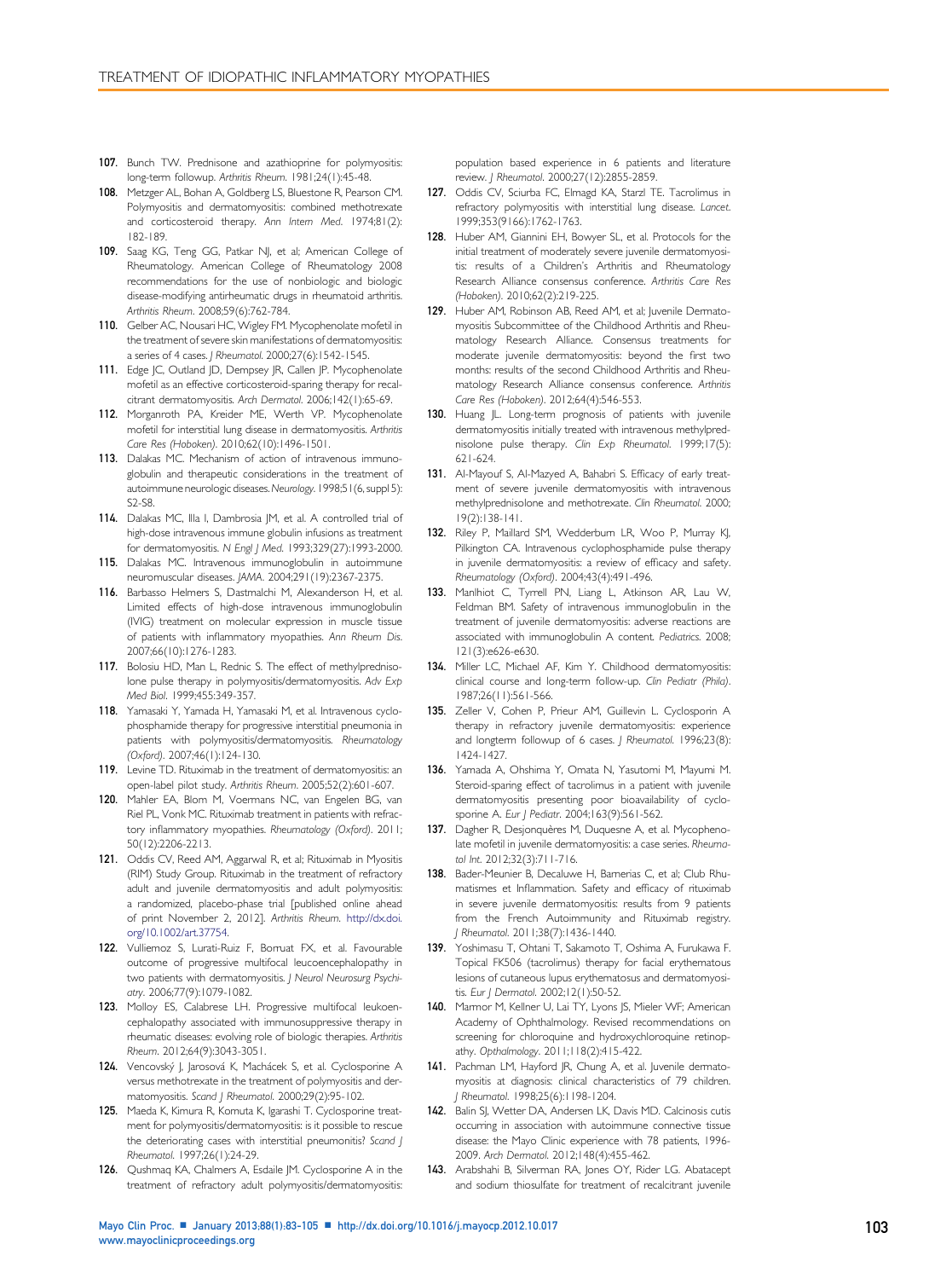107. Bunch TW. Prednisone and azathioprine for polymyositis: long-term followup. *Arthritis Rheum*. 1981;24(1):45-48.
108. Metzger AL, Bohan A, Goldberg LS, Bluestone R, Pearson CM. Polymyositis and dermatomyositis: combined methotrexate and corticosteroid therapy. *Ann Intern Med*. 1974;81(2):182-189.
109. Saag KG, Teng GG, Patkar NJ, et al; American College of Rheumatology. American College of Rheumatology 2008 recommendations for the use of nonbiologic and biologic disease-modifying antirheumatic drugs in rheumatoid arthritis. *Arthritis Rheum*. 2008;59(6):762-784.
110. Gelber AC, Nousari HC, Wigley FM. Mycophenolate mofetil in the treatment of severe skin manifestations of dermatomyositis: a series of 4 cases. *J Rheumatol*. 2000;27(6):1542-1545.
111. Edge JC, Outland JD, Dempsey JR, Callen JP. Mycophenolate mofetil as an effective corticosteroid-sparing therapy for recalcitrant dermatomyositis. *Arch Dermatol*. 2006;142(1):65-69.
112. Morganroth PA, Kreider ME, Werth VP. Mycophenolate mofetil for interstitial lung disease in dermatomyositis. *Arthritis Care Res (Hoboken)*. 2010;62(10):1496-1501.
113. Dalakas MC. Mechanism of action of intravenous immunoglobulin and therapeutic considerations in the treatment of autoimmune neurologic diseases. *Neurology*. 1998;51(6, suppl 5):S2-S8.
114. Dalakas MC, Illa I, Dambrosia JM, et al. A controlled trial of high-dose intravenous immune globulin infusions as treatment for dermatomyositis. *N Engl J Med*. 1993;329(27):1993-2000.
115. Dalakas MC. Intravenous immunoglobulin in autoimmune neuromuscular diseases. *JAMA*. 2004;291(19):2367-2375.
116. Barbasso Helmers S, Dastmalchi M, Alexanderson H, et al. Limited effects of high-dose intravenous immunoglobulin (IVIG) treatment on molecular expression in muscle tissue of patients with inflammatory myopathies. *Ann Rheum Dis*. 2007;66(10):1276-1283.
117. Bolosiu HD, Man L, Rednic S. The effect of methylprednisolone pulse therapy in polymyositis/dermatomyositis. *Adv Exp Med Biol*. 1999;455:349-357.
118. Yamasaki Y, Yamada H, Yamasaki M, et al. Intravenous cyclophosphamide therapy for progressive interstitial pneumonia in patients with polymyositis/dermatomyositis. *Rheumatology (Oxford)*. 2007;46(1):124-130.
119. Levine TD. Rituximab in the treatment of dermatomyositis: an open-label pilot study. *Arthritis Rheum*. 2005;52(2):601-607.
120. Mahler EA, Blom M, Voermans NC, van Engelen BG, van Riel PL, Vonk MC. Rituximab treatment in patients with refractory inflammatory myopathies. *Rheumatology (Oxford)*. 2011;50(12):2206-2213.
121. Oddis CV, Reed AM, Aggarwal R, et al; Rituximab in Myositis (RIM) Study Group. Rituximab in the treatment of refractory adult and juvenile dermatomyositis and adult polymyositis: a randomized, placebo-phase trial [published online ahead of print November 2, 2012]. *Arthritis Rheum*. http://dx.doi.org/10.1002/art.37754.
122. Vulliemoz S, Lurati-Ruiz F, Borruat FX, et al. Favourable outcome of progressive multifocal leucoencephalopathy in two patients with dermatomyositis. *J Neurol Neurosurg Psychiatry*. 2006;77(9):1079-1082.
123. Molloy ES, Calabrese LH. Progressive multifocal leukoencephalopathy associated with immunosuppressive therapy in rheumatic diseases: evolving role of biologic therapies. *Arthritis Rheum*. 2012;64(9):3043-3051.
124. Vencovský J, Jarosová K, Machácek S, et al. Cyclosporine A versus methotrexate in the treatment of polymyositis and dermatomyositis. *Scand J Rheumatol*. 2000;29(2):95-102.
125. Maeda K, Kimura R, Komuta K, Igarashi T. Cyclosporine treatment for polymyositis/dermatomyositis: is it possible to rescue the deteriorating cases with interstitial pneumonitis? *Scand J Rheumatol*. 1997;26(1):24-29.
126. Qushmaq KA, Chalmers A, Esdaile JM. Cyclosporine A in the treatment of refractory adult polymyositis/dermatomyositis: population based experience in 6 patients and literature review. *J Rheumatol*. 2000;27(12):2855-2859.
127. Oddis CV, Sciurba FC, Elmagd KA, Starzl TE. Tacrolimus in refractory polymyositis with interstitial lung disease. *Lancet*. 1999;353(9166):1762-1763.
128. Huber AM, Giannini EH, Bowyer SL, et al. Protocols for the initial treatment of moderately severe juvenile dermatomyositis: results of a Children's Arthritis and Rheumatology Research Alliance consensus conference. *Arthritis Care Res (Hoboken)*. 2010;62(2):219-225.
129. Huber AM, Robinson AB, Reed AM, et al; Juvenile Dermatomyositis Subcommittee of the Childhood Arthritis and Rheumatology Research Alliance. Consensus treatments for moderate juvenile dermatomyositis: beyond the first two months: results of the second Childhood Arthritis and Rheumatology Research Alliance consensus conference. *Arthritis Care Res (Hoboken)*. 2012;64(4):546-553.
130. Huang JL. Long-term prognosis of patients with juvenile dermatomyositis initially treated with intravenous methylprednisolone pulse therapy. *Clin Exp Rheumatol*. 1999;17(5):621-624.
131. Al-Mayouf S, Al-Mazyed A, Bahabri S. Efficacy of early treatment of severe juvenile dermatomyositis with intravenous methylprednisolone and methotrexate. *Clin Rheumatol*. 2000;19(2):138-141.
132. Riley P, Maillard SM, Wedderburn LR, Woo P, Murray KJ, Pilkington CA. Intravenous cyclophosphamide pulse therapy in juvenile dermatomyositis: a review of efficacy and safety. *Rheumatology (Oxford)*. 2004;43(4):491-496.
133. Manlhiot C, Tyrrell PN, Liang L, Atkinson AR, Lau W, Feldman BM. Safety of intravenous immunoglobulin in the treatment of juvenile dermatomyositis: adverse reactions are associated with immunoglobulin A content. *Pediatrics*. 2008;121(3):e626-e630.
134. Miller LC, Michael AF, Kim Y. Childhood dermatomyositis: clinical course and long-term follow-up. *Clin Pediatr (Phila)*. 1987;26(11):561-566.
135. Zeller V, Cohen P, Prieur AM, Guillevin L. Cyclosporin A therapy in refractory juvenile dermatomyositis: experience and longterm followup of 6 cases. *J Rheumatol*. 1996;23(8):1424-1427.
136. Yamada A, Ohshima Y, Omata N, Yasutomi M, Mayumi M. Steroid-sparing effect of tacrolimus in a patient with juvenile dermatomyositis presenting poor bioavailability of cyclosporine A. *Eur J Pediatr*. 2004;163(9):561-562.
137. Dagher R, Desjonquères M, Duquesne A, et al. Mycophenolate mofetil in juvenile dermatomyositis: a case series. *Rheumatol Int*. 2012;32(3):711-716.
138. Bader-Meunier B, Decaluwe H, Barnerias C, et al; Club Rhumatismes et Inflammation. Safety and efficacy of rituximab in severe juvenile dermatomyositis: results from 9 patients from the French Autoimmunity and Rituximab registry. *J Rheumatol*. 2011;38(7):1436-1440.
139. Yoshimasu T, Ohtani T, Sakamoto T, Oshima A, Furukawa F. Topical FK506 (tacrolimus) therapy for facial erythematous lesions of cutaneous lupus erythematosus and dermatomyositis. *Eur J Dermatol*. 2002;12(1):50-52.
140. Marmor M, Kellner U, Lai TY, Lyons JS, Mieler WF; American Academy of Ophthalmology. Revised recommendations on screening for chloroquine and hydroxychloroquine retinopathy. *Opthalmology*. 2011;118(2):415-422.
141. Pachman LM, Hayford JR, Chung A, et al. Juvenile dermatomyositis at diagnosis: clinical characteristics of 79 children. *J Rheumatol*. 1998;25(6):1198-1204.
142. Balin SJ, Wetter DA, Andersen LK, Davis MD. Calcinosis cutis occurring in association with autoimmune connective tissue disease: the Mayo Clinic experience with 78 patients, 1996-2009. *Arch Dermatol*. 2012;148(4):455-462.
143. Arabshahi B, Silverman RA, Jones OY, Rider LG. Abatacept and sodium thiosulfate for treatment of recalcitrant juvenile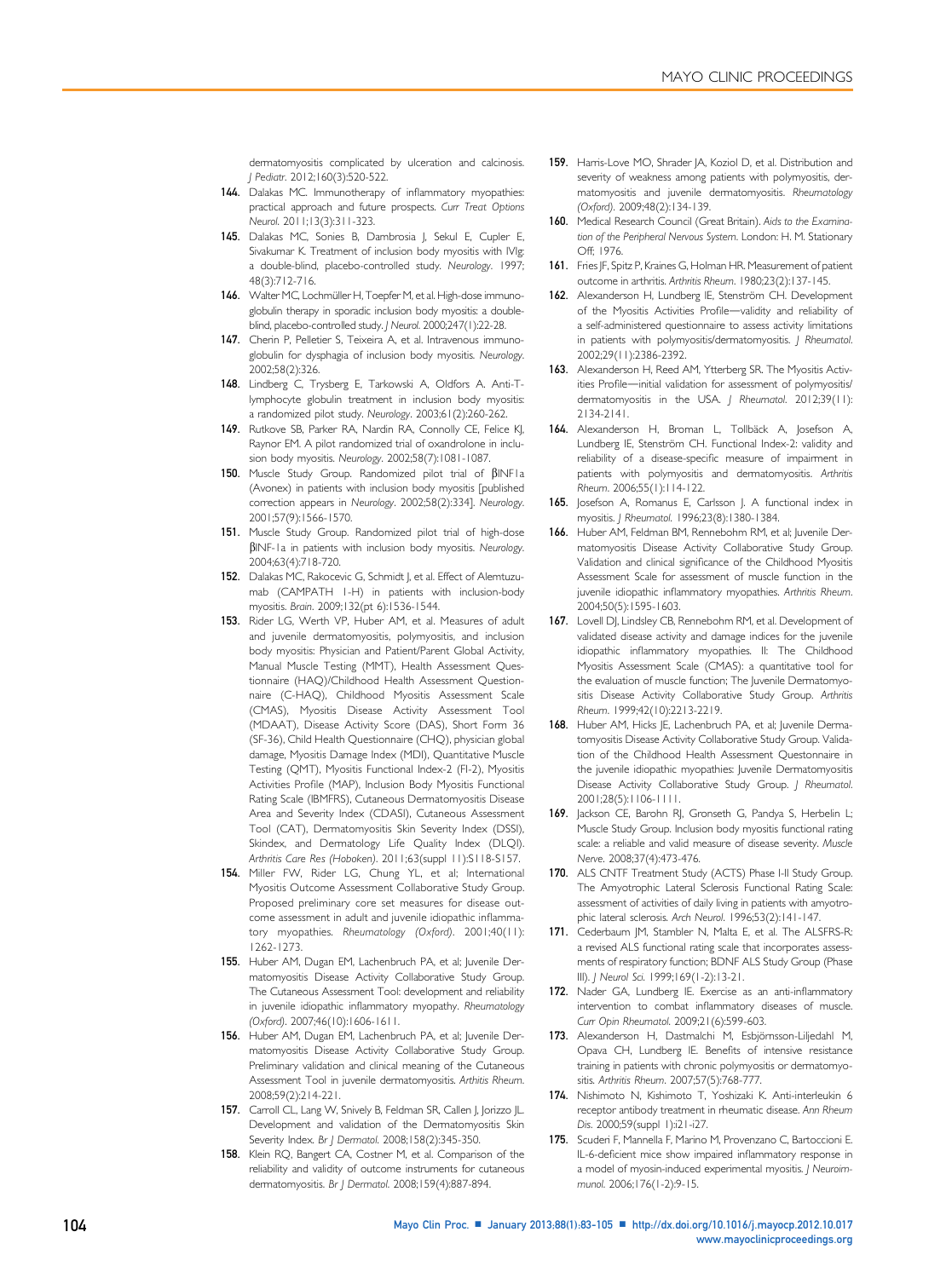dermatomyositis complicated by ulceration and calcinosis. *J Pediatr*. 2012;160(3):520-522.

144. Dalakas MC. Immunotherapy of inflammatory myopathies: practical approach and future prospects. *Curr Treat Options Neurol*. 2011;13(3):311-323.
145. Dalakas MC, Sonies B, Dambrosia J, Sekul E, Cupler E, Sivakumar K. Treatment of inclusion body myositis with IVIg: a double-blind, placebo-controlled study. *Neurology*. 1997;48(3):712-716.
146. Walter MC, Lochmüller H, Toepfer M, et al. High-dose immunoglobulin therapy in sporadic inclusion body myositis: a double-blind, placebo-controlled study. *J Neurol*. 2000;247(1):22-28.
147. Cherin P, Pelletier S, Teixeira A, et al. Intravenous immunoglobulin for dysphagia of inclusion body myositis. *Neurology*. 2002;58(2):326.
148. Lindberg C, Trysberg E, Tarkowski A, Oldfors A. Anti-T-lymphocyte globulin treatment in inclusion body myositis: a randomized pilot study. *Neurology*. 2003;61(2):260-262.
149. Rutkove SB, Parker RA, Nardin RA, Connolly CE, Felice KJ, Raynor EM. A pilot randomized trial of oxandrolone in inclusion body myositis. *Neurology*. 2002;58(7):1081-1087.
150. Muscle Study Group. Randomized pilot trial of βINF1a (Avonex) in patients with inclusion body myositis [published correction appears in *Neurology*. 2002;58(2):334]. *Neurology*. 2001;57(9):1566-1570.
151. Muscle Study Group. Randomized pilot trial of high-dose βINF-1a in patients with inclusion body myositis. *Neurology*. 2004;63(4):718-720.
152. Dalakas MC, Rakocevic G, Schmidt J, et al. Effect of Alemtuzumab (CAMPATH 1-H) in patients with inclusion-body myositis. *Brain*. 2009;132(pt 6):1536-1544.
153. Rider LG, Werth VP, Huber AM, et al. Measures of adult and juvenile dermatomyositis, polymyositis, and inclusion body myositis: Physician and Patient/Parent Global Activity, Manual Muscle Testing (MMT), Health Assessment Questionnaire (HAQ)/Childhood Health Assessment Questionnaire (C-HAQ), Childhood Myositis Assessment Scale (CMAS), Myositis Disease Activity Assessment Tool (MDAAT), Disease Activity Score (DAS), Short Form 36 (SF-36), Child Health Questionnaire (CHQ), physician global damage, Myositis Damage Index (MDI), Quantitative Muscle Testing (QMT), Myositis Functional Index-2 (FI-2), Myositis Activities Profile (MAP), Inclusion Body Myositis Functional Rating Scale (IBMFRS), Cutaneous Dermatomyositis Disease Area and Severity Index (CDASI), Cutaneous Assessment Tool (CAT), Dermatomyositis Skin Severity Index (DSSI), Skindex, and Dermatology Life Quality Index (DLQI). *Arthritis Care Res (Hoboken)*. 2011;63(suppl 11):S118-S157.
154. Miller FW, Rider LG, Chung YL, et al; International Myositis Outcome Assessment Collaborative Study Group. Proposed preliminary core set measures for disease outcome assessment in adult and juvenile idiopathic inflammatory myopathies. *Rheumatology (Oxford)*. 2001;40(11):1262-1273.
155. Huber AM, Dugan EM, Lachenbruch PA, et al; Juvenile Dermatomyositis Disease Activity Collaborative Study Group. The Cutaneous Assessment Tool: development and reliability in juvenile idiopathic inflammatory myopathy. *Rheumatology (Oxford)*. 2007;46(10):1606-1611.
156. Huber AM, Dugan EM, Lachenbruch PA, et al; Juvenile Dermatomyositis Disease Activity Collaborative Study Group. Preliminary validation and clinical meaning of the Cutaneous Assessment Tool in juvenile dermatomyositis. *Arthitis Rheum*. 2008;59(2):214-221.
157. Carroll CL, Lang W, Snively B, Feldman SR, Callen J, Jorizzo JL. Development and validation of the Dermatomyositis Skin Severity Index. *Br J Dermatol*. 2008;158(2):345-350.
158. Klein RQ, Bangert CA, Costner M, et al. Comparison of the reliability and validity of outcome instruments for cutaneous dermatomyositis. *Br J Dermatol*. 2008;159(4):887-894.
159. Harris-Love MO, Shrader JA, Koziol D, et al. Distribution and severity of weakness among patients with polymyositis, dermatomyositis and juvenile dermatomyositis. *Rheumatology (Oxford)*. 2009;48(2):134-139.
160. Medical Research Council (Great Britain). *Aids to the Examination of the Peripheral Nervous System*. London: H. M. Stationary Off; 1976.
161. Fries JF, Spitz P, Kraines G, Holman HR. Measurement of patient outcome in arthritis. *Arthritis Rheum*. 1980;23(2):137-145.
162. Alexanderson H, Lundberg IE, Stenström CH. Development of the Myositis Activities Profile—validity and reliability of a self-administered questionnaire to assess activity limitations in patients with polymyositis/dermatomyositis. *J Rheumatol*. 2002;29(11):2386-2392.
163. Alexanderson H, Reed AM, Ytterberg SR. The Myositis Activities Profile—initial validation for assessment of polymyositis/dermatomyositis in the USA. *J Rheumatol*. 2012;39(11):2134-2141.
164. Alexanderson H, Broman L, Tollbäck A, Josefson A, Lundberg IE, Stenström CH. Functional Index-2: validity and reliability of a disease-specific measure of impairment in patients with polymyositis and dermatomyositis. *Arthritis Rheum*. 2006;55(1):114-122.
165. Josefson A, Romanus E, Carlsson J. A functional index in myositis. *J Rheumatol*. 1996;23(8):1380-1384.
166. Huber AM, Feldman BM, Rennebohm RM, et al; Juvenile Dermatomyositis Disease Activity Collaborative Study Group. Validation and clinical significance of the Childhood Myositis Assessment Scale for assessment of muscle function in the juvenile idiopathic inflammatory myopathies. *Arthritis Rheum*. 2004;50(5):1595-1603.
167. Lovell DJ, Lindsley CB, Rennebohm RM, et al. Development of validated disease activity and damage indices for the juvenile idiopathic inflammatory myopathies. II: The Childhood Myositis Assessment Scale (CMAS): a quantitative tool for the evaluation of muscle function; The Juvenile Dermatomyositis Disease Activity Collaborative Study Group. *Arthritis Rheum*. 1999;42(10):2213-2219.
168. Huber AM, Hicks JE, Lachenbruch PA, et al; Juvenile Dermatomyositis Disease Activity Collaborative Study Group. Validation of the Childhood Health Assessment Questonnaire in the juvenile idiopathic myopathies: Juvenile Dermatomyositis Disease Activity Collaborative Study Group. *J Rheumatol*. 2001;28(5):1106-1111.
169. Jackson CE, Barohn RJ, Gronseth G, Pandya S, Herbelin L; Muscle Study Group. Inclusion body myositis functional rating scale: a reliable and valid measure of disease severity. *Muscle Nerve*. 2008;37(4):473-476.
170. ALS CNTF Treatment Study (ACTS) Phase I-II Study Group. The Amyotrophic Lateral Sclerosis Functional Rating Scale: assessment of activities of daily living in patients with amyotrophic lateral sclerosis. *Arch Neurol*. 1996;53(2):141-147.
171. Cederbaum JM, Stambler N, Malta E, et al. The ALSFRS-R: a revised ALS functional rating scale that incorporates assessments of respiratory function; BDNF ALS Study Group (Phase III). *J Neurol Sci*. 1999;169(1-2):13-21.
172. Nader GA, Lundberg IE. Exercise as an anti-inflammatory intervention to combat inflammatory diseases of muscle. *Curr Opin Rheumatol*. 2009;21(6):599-603.
173. Alexanderson H, Dastmalchi M, Esbjörnsson-Liljedahl M, Opava CH, Lundberg IE. Benefits of intensive resistance training in patients with chronic polymyositis or dermatomyositis. *Arthritis Rheum*. 2007;57(5):768-777.
174. Nishimoto N, Kishimoto T, Yoshizaki K. Anti-interleukin 6 receptor antibody treatment in rheumatic disease. *Ann Rheum Dis*. 2000;59(suppl 1):i21-i27.
175. Scuderi F, Mannella F, Marino M, Provenzano C, Bartoccioni E. IL-6-deficient mice show impaired inflammatory response in a model of myosin-induced experimental myositis. *J Neuroimmunol*. 2006;176(1-2):9-15.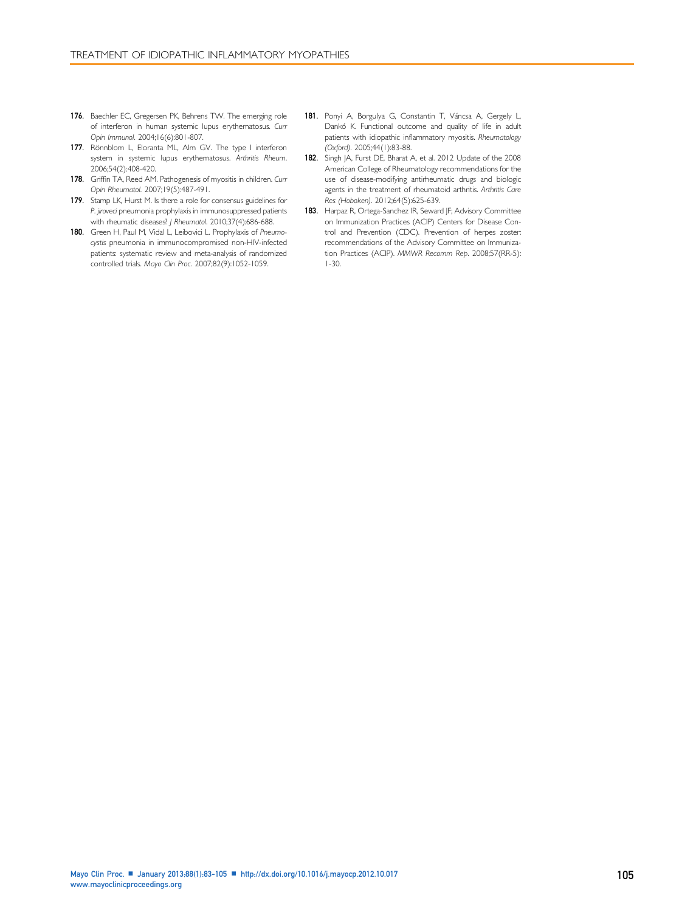176. Baechler EC, Gregersen PK, Behrens TW. The emerging role of interferon in human systemic lupus erythematosus. *Curr Opin Immunol*. 2004;16(6):801-807.
177. Rönnblom L, Eloranta ML, Alm GV. The type I interferon system in systemic lupus erythematosus. *Arthritis Rheum*. 2006;54(2):408-420.
178. Griffin TA, Reed AM. Pathogenesis of myositis in children. *Curr Opin Rheumatol*. 2007;19(5):487-491.
179. Stamp LK, Hurst M. Is there a role for consensus guidelines for *P. jiroveci* pneumonia prophylaxis in immunosuppressed patients with rheumatic diseases? *J Rheumatol*. 2010;37(4):686-688.
180. Green H, Paul M, Vidal L, Leibovici L. Prophylaxis of *Pneumocystis* pneumonia in immunocompromised non-HIV-infected patients: systematic review and meta-analysis of randomized controlled trials. *Mayo Clin Proc*. 2007;82(9):1052-1059.
181. Ponyi A, Borgulya G, Constantin T, Váncsa A, Gergely L, Dankó K. Functional outcome and quality of life in adult patients with idiopathic inflammatory myositis. *Rheumatology (Oxford)*. 2005;44(1):83-88.
182. Singh JA, Furst DE, Bharat A, et al. 2012 Update of the 2008 American College of Rheumatology recommendations for the use of disease-modifying antirheumatic drugs and biologic agents in the treatment of rheumatoid arthritis. *Arthritis Care Res (Hoboken)*. 2012;64(5):625-639.
183. Harpaz R, Ortega-Sanchez IR, Seward JF; Advisory Committee on Immunization Practices (ACIP) Centers for Disease Control and Prevention (CDC). Prevention of herpes zoster: recommendations of the Advisory Committee on Immunization Practices (ACIP). *MMWR Recomm Rep*. 2008;57(RR-5):1-30.